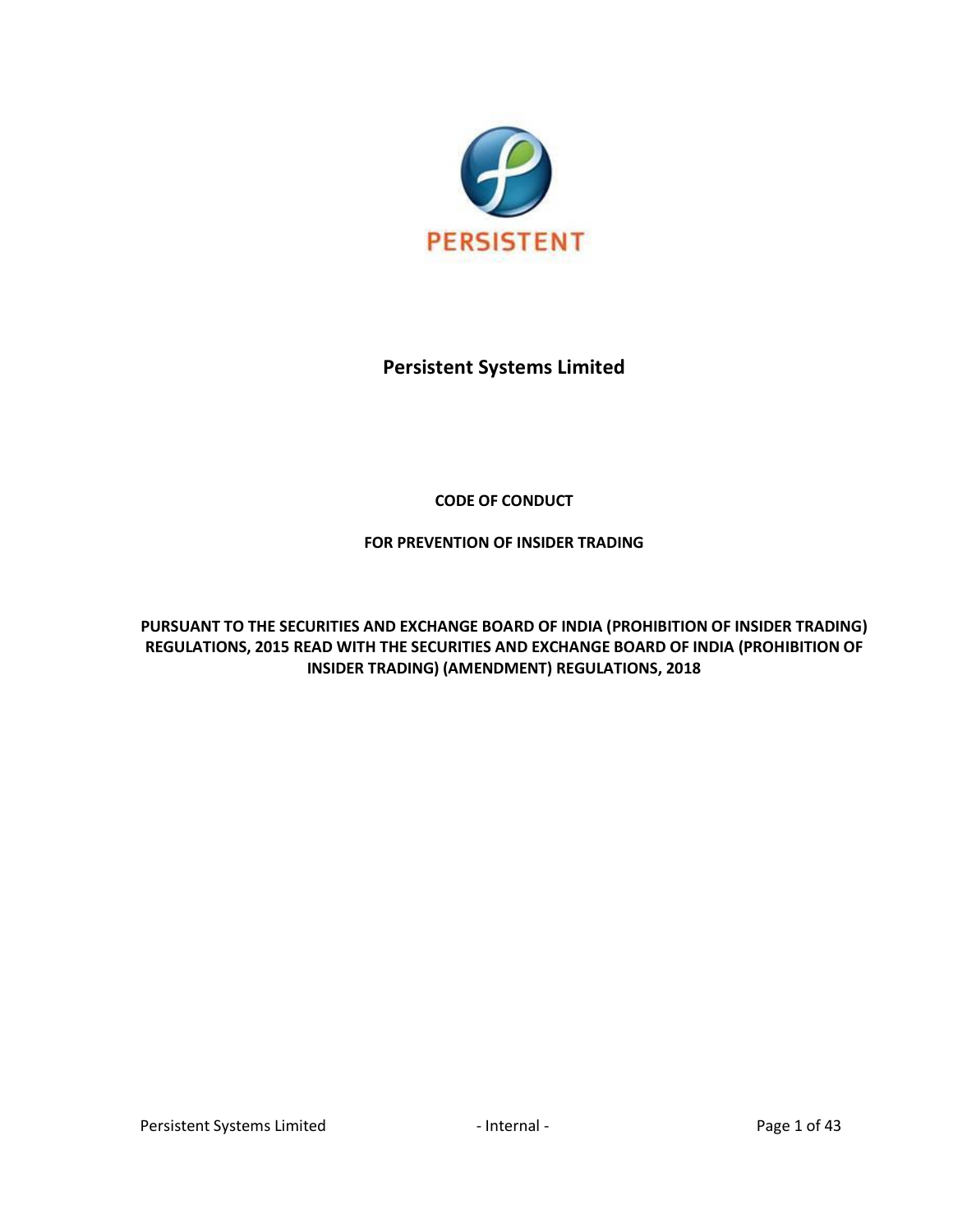PERSISTENT

# Persistent Systems Limited

**CODE OF CONDUCT**

**FOR PREVENTION OF INSIDER TRADING**

**PURSUANT TO THE SECURITIES AND EXCHANGE BOARD OF INDIA (PROHIBITION OF INSIDER TRADING) REGULATIONS, 2015 READ WITH THE SECURITIES AND EXCHANGE BOARD OF INDIA (PROHIBITION OF INSIDER TRADING) (AMENDMENT) REGULATIONS, 2018**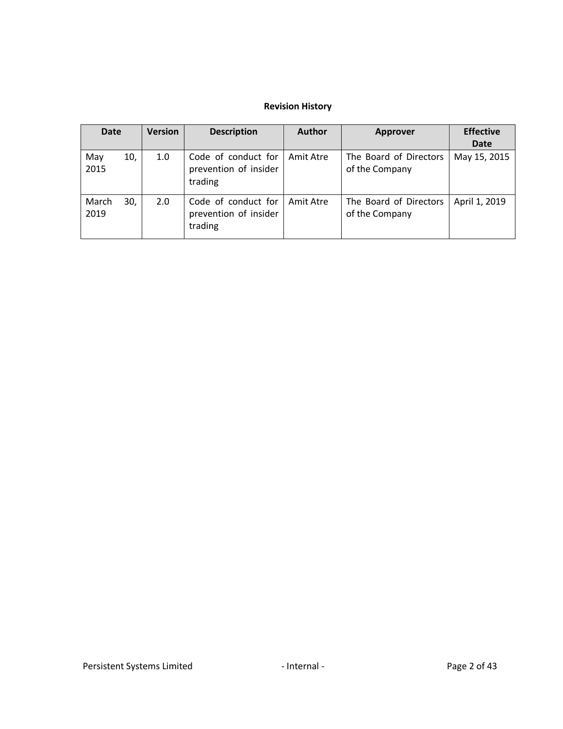**Revision History**

| Date | Version | Description | Author | Approver | Effective Date |
|---|---|---|---|---|---|
| May 10, 2015 | 1.0 | Code of conduct for prevention of insider trading | Amit Atre | The Board of Directors of the Company | May 15, 2015 |
| March 30, 2019 | 2.0 | Code of conduct for prevention of insider trading | Amit Atre | The Board of Directors of the Company | April 1, 2019 |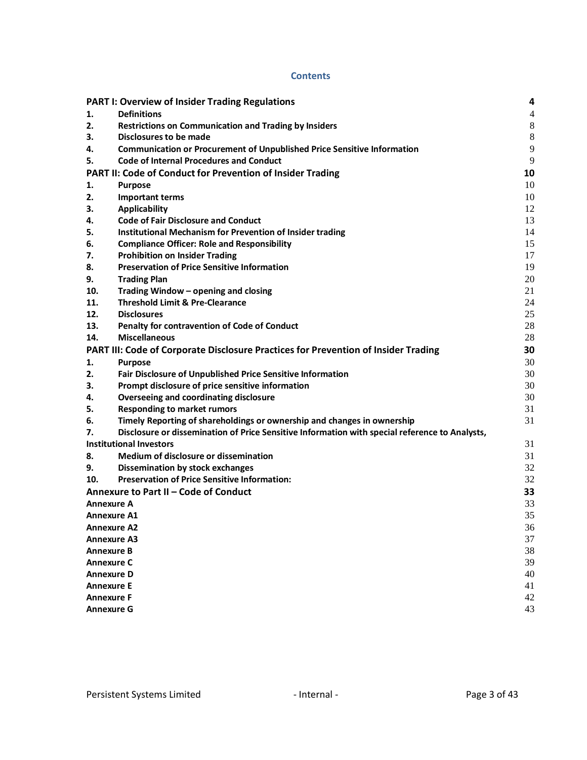# Contents

| | | |
|---|---|---|
| **PART I: Overview of Insider Trading Regulations** | | **4** |
| **1.** | **Definitions** | 4 |
| **2.** | **Restrictions on Communication and Trading by Insiders** | 8 |
| **3.** | **Disclosures to be made** | 8 |
| **4.** | **Communication or Procurement of Unpublished Price Sensitive Information** | 9 |
| **5.** | **Code of Internal Procedures and Conduct** | 9 |
| **PART II: Code of Conduct for Prevention of Insider Trading** | | **10** |
| **1.** | **Purpose** | 10 |
| **2.** | **Important terms** | 10 |
| **3.** | **Applicability** | 12 |
| **4.** | **Code of Fair Disclosure and Conduct** | 13 |
| **5.** | **Institutional Mechanism for Prevention of Insider trading** | 14 |
| **6.** | **Compliance Officer: Role and Responsibility** | 15 |
| **7.** | **Prohibition on Insider Trading** | 17 |
| **8.** | **Preservation of Price Sensitive Information** | 19 |
| **9.** | **Trading Plan** | 20 |
| **10.** | **Trading Window – opening and closing** | 21 |
| **11.** | **Threshold Limit & Pre-Clearance** | 24 |
| **12.** | **Disclosures** | 25 |
| **13.** | **Penalty for contravention of Code of Conduct** | 28 |
| **14.** | **Miscellaneous** | 28 |
| **PART III: Code of Corporate Disclosure Practices for Prevention of Insider Trading** | | **30** |
| **1.** | **Purpose** | 30 |
| **2.** | **Fair Disclosure of Unpublished Price Sensitive Information** | 30 |
| **3.** | **Prompt disclosure of price sensitive information** | 30 |
| **4.** | **Overseeing and coordinating disclosure** | 30 |
| **5.** | **Responding to market rumors** | 31 |
| **6.** | **Timely Reporting of shareholdings or ownership and changes in ownership** | 31 |
| **7.** | **Disclosure or dissemination of Price Sensitive Information with special reference to Analysts, Institutional Investors** | 31 |
| **8.** | **Medium of disclosure or dissemination** | 31 |
| **9.** | **Dissemination by stock exchanges** | 32 |
| **10.** | **Preservation of Price Sensitive Information:** | 32 |
| **Annexure to Part II – Code of Conduct** | | **33** |
| **Annexure A** | | 33 |
| **Annexure A1** | | 35 |
| **Annexure A2** | | 36 |
| **Annexure A3** | | 37 |
| **Annexure B** | | 38 |
| **Annexure C** | | 39 |
| **Annexure D** | | 40 |
| **Annexure E** | | 41 |
| **Annexure F** | | 42 |
| **Annexure G** | | 43 |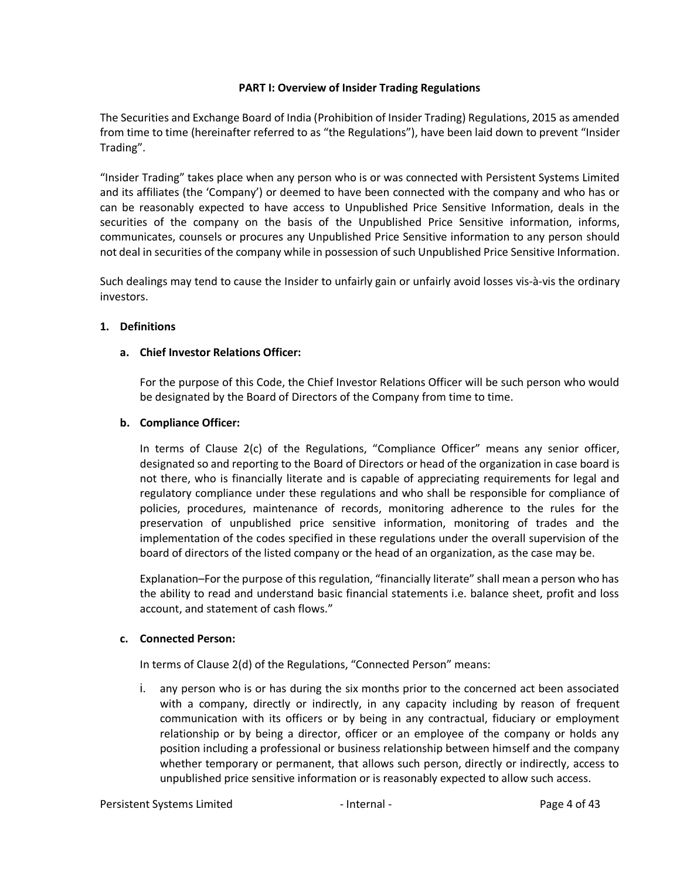## PART I: Overview of Insider Trading Regulations

The Securities and Exchange Board of India (Prohibition of Insider Trading) Regulations, 2015 as amended from time to time (hereinafter referred to as "the Regulations"), have been laid down to prevent "Insider Trading".

"Insider Trading" takes place when any person who is or was connected with Persistent Systems Limited and its affiliates (the 'Company') or deemed to have been connected with the company and who has or can be reasonably expected to have access to Unpublished Price Sensitive Information, deals in the securities of the company on the basis of the Unpublished Price Sensitive information, informs, communicates, counsels or procures any Unpublished Price Sensitive information to any person should not deal in securities of the company while in possession of such Unpublished Price Sensitive Information.

Such dealings may tend to cause the Insider to unfairly gain or unfairly avoid losses vis-à-vis the ordinary investors.

### 1. Definitions

#### a. Chief Investor Relations Officer:

For the purpose of this Code, the Chief Investor Relations Officer will be such person who would be designated by the Board of Directors of the Company from time to time.

#### b. Compliance Officer:

In terms of Clause 2(c) of the Regulations, "Compliance Officer" means any senior officer, designated so and reporting to the Board of Directors or head of the organization in case board is not there, who is financially literate and is capable of appreciating requirements for legal and regulatory compliance under these regulations and who shall be responsible for compliance of policies, procedures, maintenance of records, monitoring adherence to the rules for the preservation of unpublished price sensitive information, monitoring of trades and the implementation of the codes specified in these regulations under the overall supervision of the board of directors of the listed company or the head of an organization, as the case may be.

Explanation–For the purpose of this regulation, "financially literate" shall mean a person who has the ability to read and understand basic financial statements i.e. balance sheet, profit and loss account, and statement of cash flows."

#### c. Connected Person:

In terms of Clause 2(d) of the Regulations, "Connected Person" means:

i. any person who is or has during the six months prior to the concerned act been associated with a company, directly or indirectly, in any capacity including by reason of frequent communication with its officers or by being in any contractual, fiduciary or employment relationship or by being a director, officer or an employee of the company or holds any position including a professional or business relationship between himself and the company whether temporary or permanent, that allows such person, directly or indirectly, access to unpublished price sensitive information or is reasonably expected to allow such access.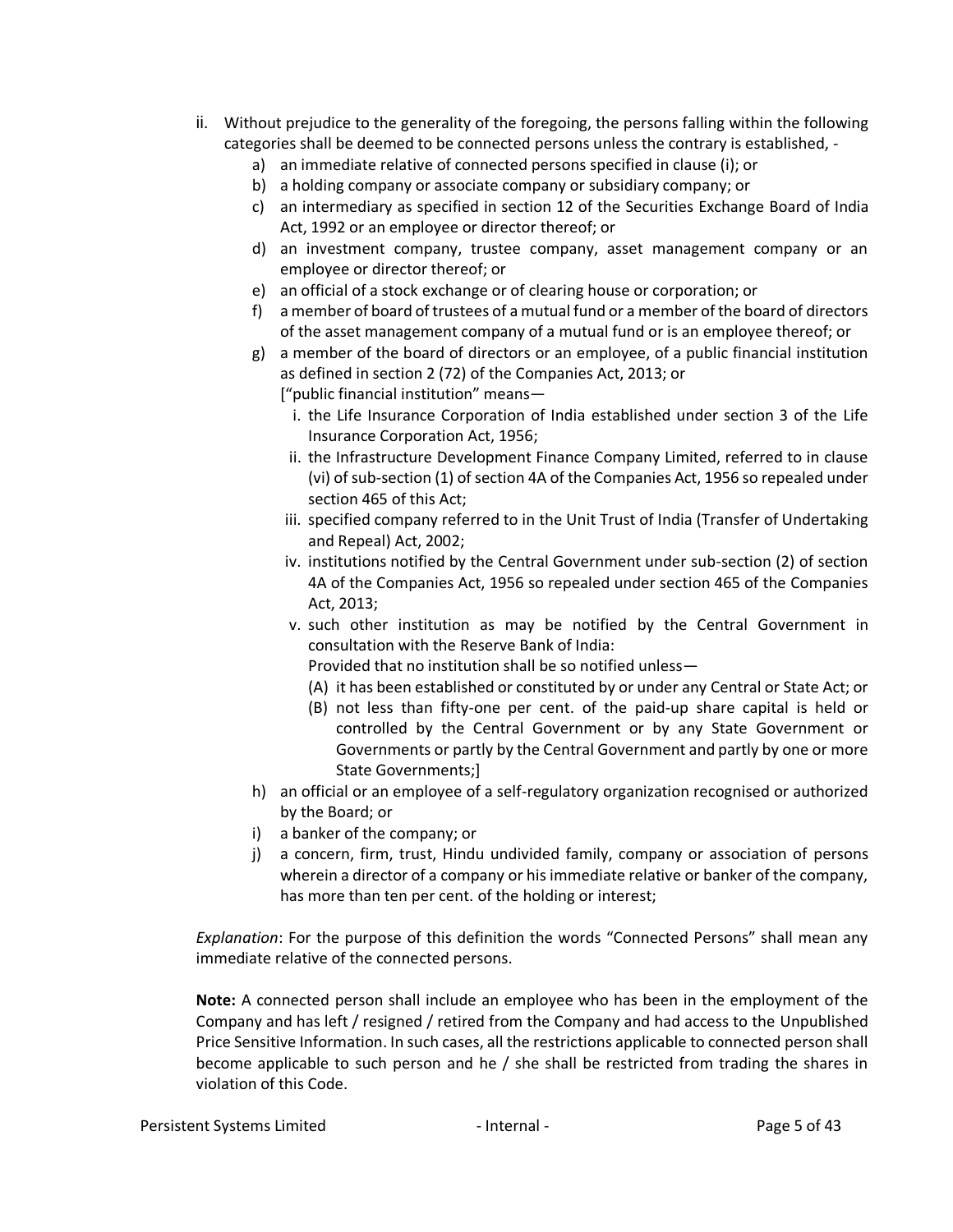ii. Without prejudice to the generality of the foregoing, the persons falling within the following categories shall be deemed to be connected persons unless the contrary is established, -
   a) an immediate relative of connected persons specified in clause (i); or
   b) a holding company or associate company or subsidiary company; or
   c) an intermediary as specified in section 12 of the Securities Exchange Board of India Act, 1992 or an employee or director thereof; or
   d) an investment company, trustee company, asset management company or an employee or director thereof; or
   e) an official of a stock exchange or of clearing house or corporation; or
   f) a member of board of trustees of a mutual fund or a member of the board of directors of the asset management company of a mutual fund or is an employee thereof; or
   g) a member of the board of directors or an employee, of a public financial institution as defined in section 2 (72) of the Companies Act, 2013; or
      ["public financial institution" means—
      i. the Life Insurance Corporation of India established under section 3 of the Life Insurance Corporation Act, 1956;
      ii. the Infrastructure Development Finance Company Limited, referred to in clause (vi) of sub-section (1) of section 4A of the Companies Act, 1956 so repealed under section 465 of this Act;
      iii. specified company referred to in the Unit Trust of India (Transfer of Undertaking and Repeal) Act, 2002;
      iv. institutions notified by the Central Government under sub-section (2) of section 4A of the Companies Act, 1956 so repealed under section 465 of the Companies Act, 2013;
      v. such other institution as may be notified by the Central Government in consultation with the Reserve Bank of India:
         Provided that no institution shall be so notified unless—
         (A) it has been established or constituted by or under any Central or State Act; or
         (B) not less than fifty-one per cent. of the paid-up share capital is held or controlled by the Central Government or by any State Government or Governments or partly by the Central Government and partly by one or more State Governments;]
   h) an official or an employee of a self-regulatory organization recognised or authorized by the Board; or
   i) a banker of the company; or
   j) a concern, firm, trust, Hindu undivided family, company or association of persons wherein a director of a company or his immediate relative or banker of the company, has more than ten per cent. of the holding or interest;

*Explanation*: For the purpose of this definition the words "Connected Persons" shall mean any immediate relative of the connected persons.

**Note:** A connected person shall include an employee who has been in the employment of the Company and has left / resigned / retired from the Company and had access to the Unpublished Price Sensitive Information. In such cases, all the restrictions applicable to connected person shall become applicable to such person and he / she shall be restricted from trading the shares in violation of this Code.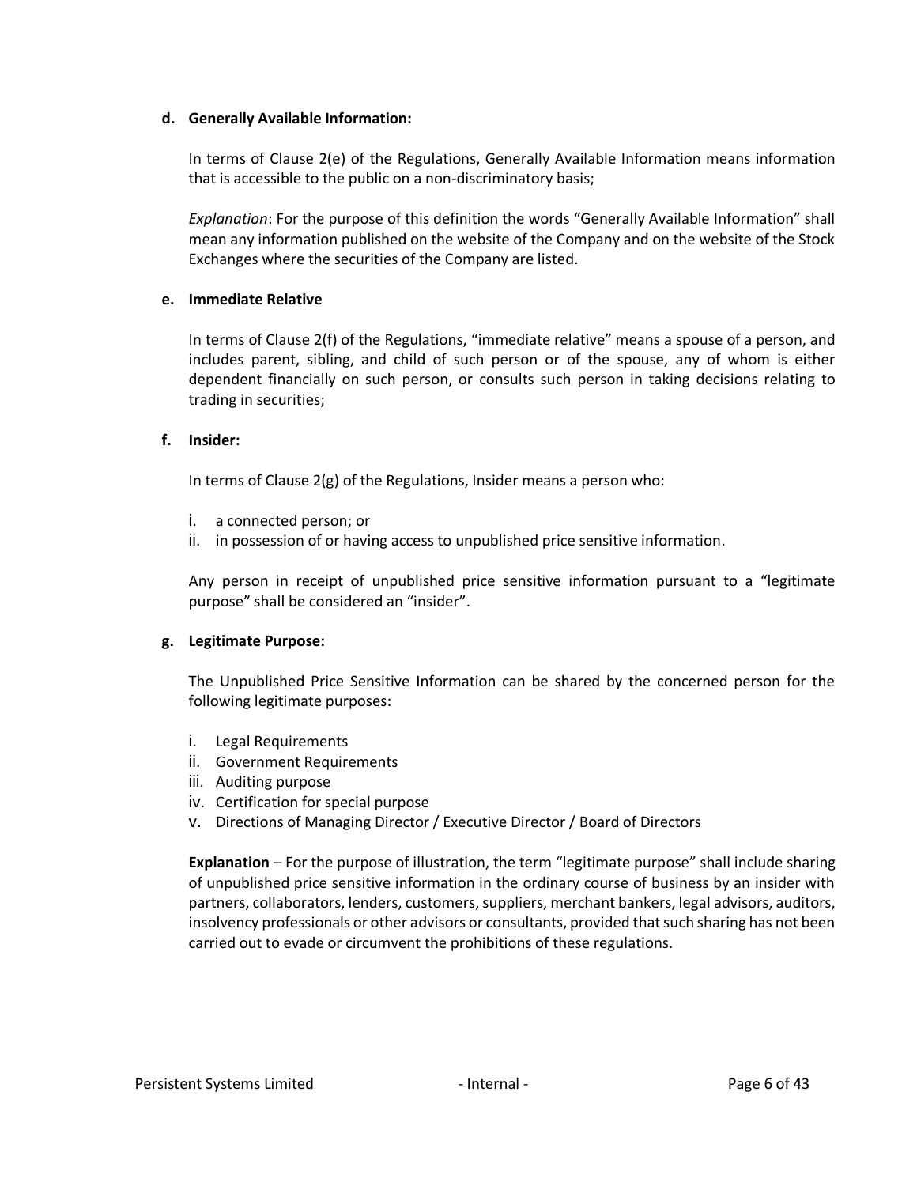**d. Generally Available Information:**

In terms of Clause 2(e) of the Regulations, Generally Available Information means information that is accessible to the public on a non-discriminatory basis;

*Explanation*: For the purpose of this definition the words "Generally Available Information" shall mean any information published on the website of the Company and on the website of the Stock Exchanges where the securities of the Company are listed.

**e. Immediate Relative**

In terms of Clause 2(f) of the Regulations, "immediate relative" means a spouse of a person, and includes parent, sibling, and child of such person or of the spouse, any of whom is either dependent financially on such person, or consults such person in taking decisions relating to trading in securities;

**f. Insider:**

In terms of Clause 2(g) of the Regulations, Insider means a person who:

i. a connected person; or
ii. in possession of or having access to unpublished price sensitive information.

Any person in receipt of unpublished price sensitive information pursuant to a "legitimate purpose" shall be considered an "insider".

**g. Legitimate Purpose:**

The Unpublished Price Sensitive Information can be shared by the concerned person for the following legitimate purposes:

i. Legal Requirements
ii. Government Requirements
iii. Auditing purpose
iv. Certification for special purpose
v. Directions of Managing Director / Executive Director / Board of Directors

**Explanation** – For the purpose of illustration, the term "legitimate purpose" shall include sharing of unpublished price sensitive information in the ordinary course of business by an insider with partners, collaborators, lenders, customers, suppliers, merchant bankers, legal advisors, auditors, insolvency professionals or other advisors or consultants, provided that such sharing has not been carried out to evade or circumvent the prohibitions of these regulations.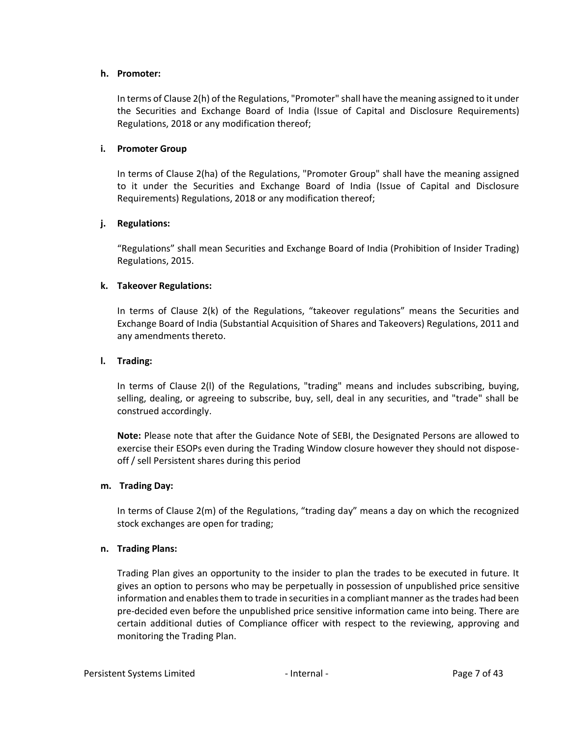**h. Promoter:**

In terms of Clause 2(h) of the Regulations, "Promoter" shall have the meaning assigned to it under the Securities and Exchange Board of India (Issue of Capital and Disclosure Requirements) Regulations, 2018 or any modification thereof;

**i. Promoter Group**

In terms of Clause 2(ha) of the Regulations, "Promoter Group" shall have the meaning assigned to it under the Securities and Exchange Board of India (Issue of Capital and Disclosure Requirements) Regulations, 2018 or any modification thereof;

**j. Regulations:**

"Regulations" shall mean Securities and Exchange Board of India (Prohibition of Insider Trading) Regulations, 2015.

**k. Takeover Regulations:**

In terms of Clause 2(k) of the Regulations, "takeover regulations" means the Securities and Exchange Board of India (Substantial Acquisition of Shares and Takeovers) Regulations, 2011 and any amendments thereto.

**l. Trading:**

In terms of Clause 2(l) of the Regulations, "trading" means and includes subscribing, buying, selling, dealing, or agreeing to subscribe, buy, sell, deal in any securities, and "trade" shall be construed accordingly.

**Note:** Please note that after the Guidance Note of SEBI, the Designated Persons are allowed to exercise their ESOPs even during the Trading Window closure however they should not dispose-off / sell Persistent shares during this period

**m. Trading Day:**

In terms of Clause 2(m) of the Regulations, "trading day" means a day on which the recognized stock exchanges are open for trading;

**n. Trading Plans:**

Trading Plan gives an opportunity to the insider to plan the trades to be executed in future. It gives an option to persons who may be perpetually in possession of unpublished price sensitive information and enables them to trade in securities in a compliant manner as the trades had been pre-decided even before the unpublished price sensitive information came into being. There are certain additional duties of Compliance officer with respect to the reviewing, approving and monitoring the Trading Plan.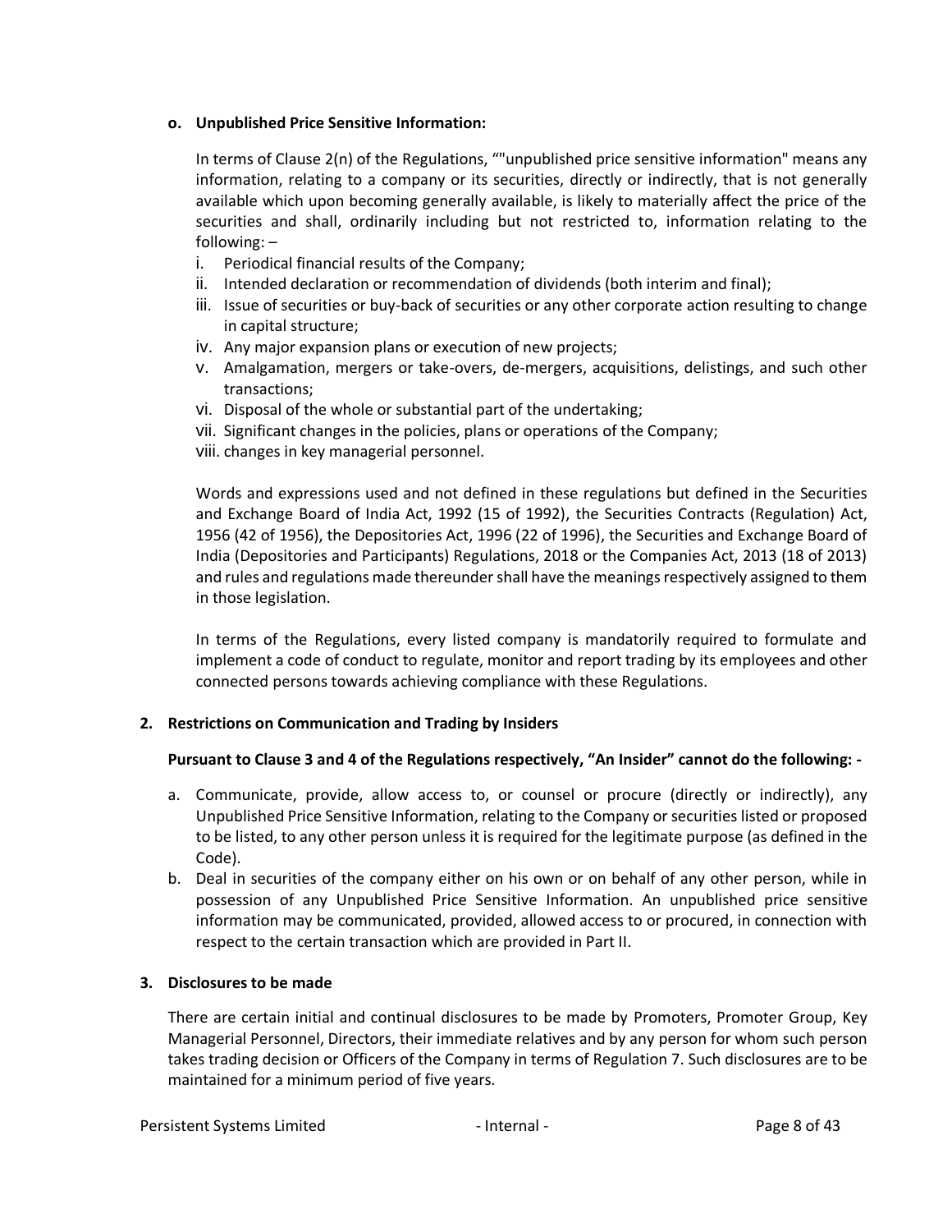**o. Unpublished Price Sensitive Information:**

In terms of Clause 2(n) of the Regulations, “"unpublished price sensitive information" means any information, relating to a company or its securities, directly or indirectly, that is not generally available which upon becoming generally available, is likely to materially affect the price of the securities and shall, ordinarily including but not restricted to, information relating to the following: –

i. Periodical financial results of the Company;
ii. Intended declaration or recommendation of dividends (both interim and final);
iii. Issue of securities or buy-back of securities or any other corporate action resulting to change in capital structure;
iv. Any major expansion plans or execution of new projects;
v. Amalgamation, mergers or take-overs, de-mergers, acquisitions, delistings, and such other transactions;
vi. Disposal of the whole or substantial part of the undertaking;
vii. Significant changes in the policies, plans or operations of the Company;
viii. changes in key managerial personnel.

Words and expressions used and not defined in these regulations but defined in the Securities and Exchange Board of India Act, 1992 (15 of 1992), the Securities Contracts (Regulation) Act, 1956 (42 of 1956), the Depositories Act, 1996 (22 of 1996), the Securities and Exchange Board of India (Depositories and Participants) Regulations, 2018 or the Companies Act, 2013 (18 of 2013) and rules and regulations made thereunder shall have the meanings respectively assigned to them in those legislation.

In terms of the Regulations, every listed company is mandatorily required to formulate and implement a code of conduct to regulate, monitor and report trading by its employees and other connected persons towards achieving compliance with these Regulations.

**2. Restrictions on Communication and Trading by Insiders**

**Pursuant to Clause 3 and 4 of the Regulations respectively, “An Insider” cannot do the following: -**

a. Communicate, provide, allow access to, or counsel or procure (directly or indirectly), any Unpublished Price Sensitive Information, relating to the Company or securities listed or proposed to be listed, to any other person unless it is required for the legitimate purpose (as defined in the Code).
b. Deal in securities of the company either on his own or on behalf of any other person, while in possession of any Unpublished Price Sensitive Information. An unpublished price sensitive information may be communicated, provided, allowed access to or procured, in connection with respect to the certain transaction which are provided in Part II.

**3. Disclosures to be made**

There are certain initial and continual disclosures to be made by Promoters, Promoter Group, Key Managerial Personnel, Directors, their immediate relatives and by any person for whom such person takes trading decision or Officers of the Company in terms of Regulation 7. Such disclosures are to be maintained for a minimum period of five years.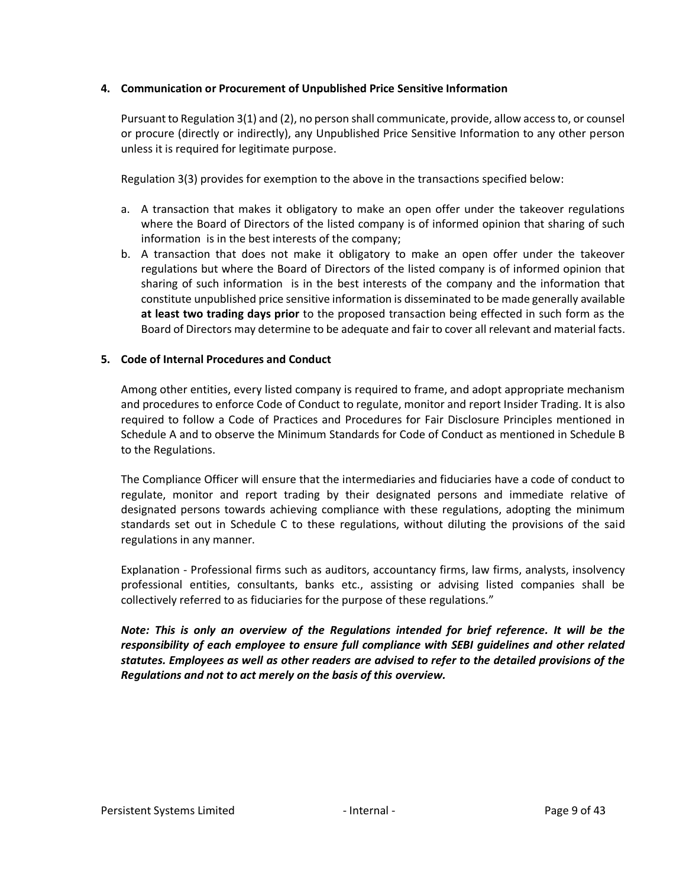## 4. Communication or Procurement of Unpublished Price Sensitive Information

Pursuant to Regulation 3(1) and (2), no person shall communicate, provide, allow access to, or counsel or procure (directly or indirectly), any Unpublished Price Sensitive Information to any other person unless it is required for legitimate purpose.

Regulation 3(3) provides for exemption to the above in the transactions specified below:

a. A transaction that makes it obligatory to make an open offer under the takeover regulations where the Board of Directors of the listed company is of informed opinion that sharing of such information is in the best interests of the company;
b. A transaction that does not make it obligatory to make an open offer under the takeover regulations but where the Board of Directors of the listed company is of informed opinion that sharing of such information is in the best interests of the company and the information that constitute unpublished price sensitive information is disseminated to be made generally available **at least two trading days prior** to the proposed transaction being effected in such form as the Board of Directors may determine to be adequate and fair to cover all relevant and material facts.

## 5. Code of Internal Procedures and Conduct

Among other entities, every listed company is required to frame, and adopt appropriate mechanism and procedures to enforce Code of Conduct to regulate, monitor and report Insider Trading. It is also required to follow a Code of Practices and Procedures for Fair Disclosure Principles mentioned in Schedule A and to observe the Minimum Standards for Code of Conduct as mentioned in Schedule B to the Regulations.

The Compliance Officer will ensure that the intermediaries and fiduciaries have a code of conduct to regulate, monitor and report trading by their designated persons and immediate relative of designated persons towards achieving compliance with these regulations, adopting the minimum standards set out in Schedule C to these regulations, without diluting the provisions of the said regulations in any manner.

Explanation - Professional firms such as auditors, accountancy firms, law firms, analysts, insolvency professional entities, consultants, banks etc., assisting or advising listed companies shall be collectively referred to as fiduciaries for the purpose of these regulations."

***Note: This is only an overview of the Regulations intended for brief reference. It will be the responsibility of each employee to ensure full compliance with SEBI guidelines and other related statutes. Employees as well as other readers are advised to refer to the detailed provisions of the Regulations and not to act merely on the basis of this overview.***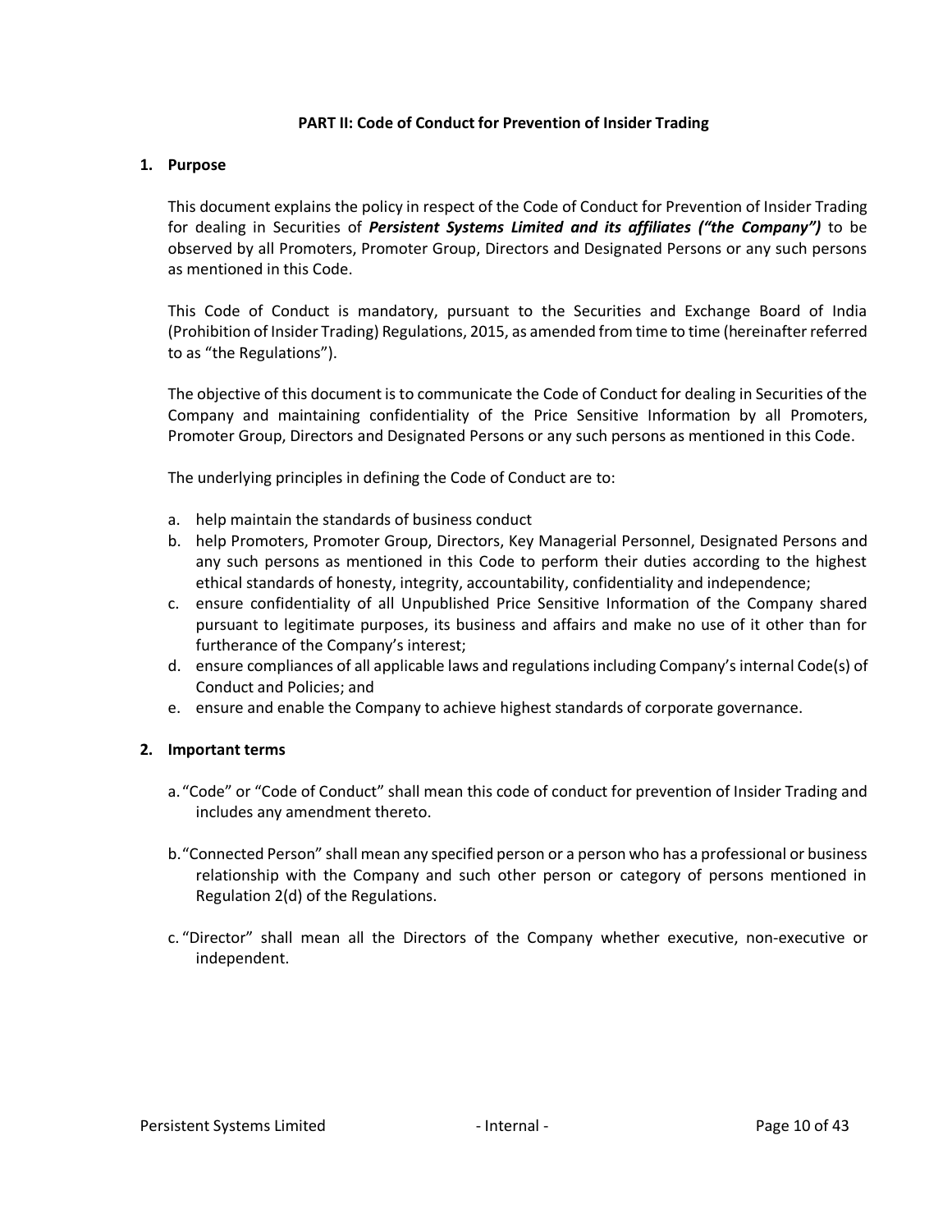## PART II: Code of Conduct for Prevention of Insider Trading

### 1. Purpose

This document explains the policy in respect of the Code of Conduct for Prevention of Insider Trading for dealing in Securities of ***Persistent Systems Limited and its affiliates ("the Company")*** to be observed by all Promoters, Promoter Group, Directors and Designated Persons or any such persons as mentioned in this Code.

This Code of Conduct is mandatory, pursuant to the Securities and Exchange Board of India (Prohibition of Insider Trading) Regulations, 2015, as amended from time to time (hereinafter referred to as "the Regulations").

The objective of this document is to communicate the Code of Conduct for dealing in Securities of the Company and maintaining confidentiality of the Price Sensitive Information by all Promoters, Promoter Group, Directors and Designated Persons or any such persons as mentioned in this Code.

The underlying principles in defining the Code of Conduct are to:

a. help maintain the standards of business conduct
b. help Promoters, Promoter Group, Directors, Key Managerial Personnel, Designated Persons and any such persons as mentioned in this Code to perform their duties according to the highest ethical standards of honesty, integrity, accountability, confidentiality and independence;
c. ensure confidentiality of all Unpublished Price Sensitive Information of the Company shared pursuant to legitimate purposes, its business and affairs and make no use of it other than for furtherance of the Company's interest;
d. ensure compliances of all applicable laws and regulations including Company's internal Code(s) of Conduct and Policies; and
e. ensure and enable the Company to achieve highest standards of corporate governance.

### 2. Important terms

a. "Code" or "Code of Conduct" shall mean this code of conduct for prevention of Insider Trading and includes any amendment thereto.

b. "Connected Person" shall mean any specified person or a person who has a professional or business relationship with the Company and such other person or category of persons mentioned in Regulation 2(d) of the Regulations.

c. "Director" shall mean all the Directors of the Company whether executive, non-executive or independent.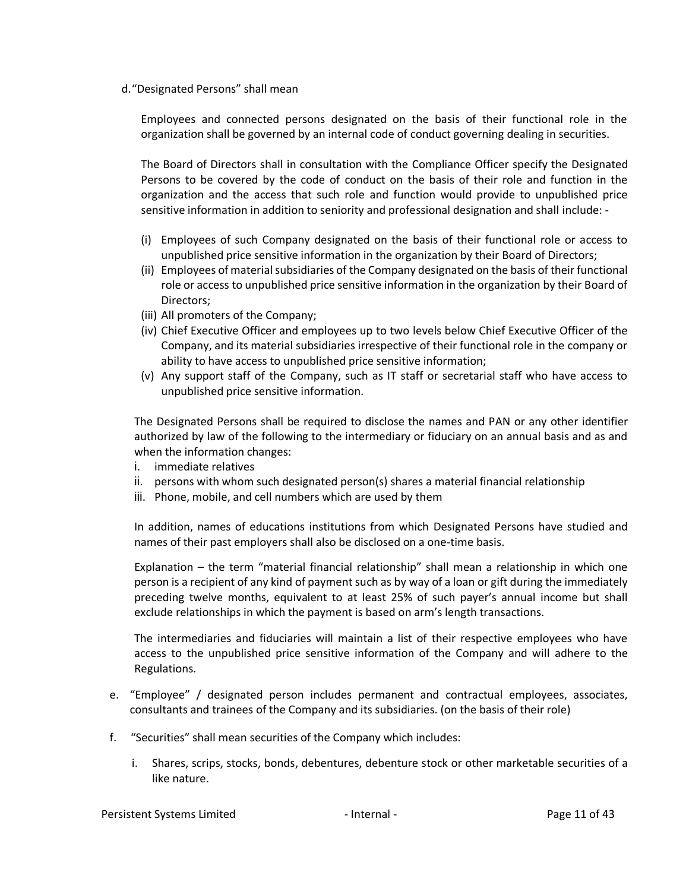d. "Designated Persons" shall mean

Employees and connected persons designated on the basis of their functional role in the organization shall be governed by an internal code of conduct governing dealing in securities.

The Board of Directors shall in consultation with the Compliance Officer specify the Designated Persons to be covered by the code of conduct on the basis of their role and function in the organization and the access that such role and function would provide to unpublished price sensitive information in addition to seniority and professional designation and shall include: -

(i) Employees of such Company designated on the basis of their functional role or access to unpublished price sensitive information in the organization by their Board of Directors;
(ii) Employees of material subsidiaries of the Company designated on the basis of their functional role or access to unpublished price sensitive information in the organization by their Board of Directors;
(iii) All promoters of the Company;
(iv) Chief Executive Officer and employees up to two levels below Chief Executive Officer of the Company, and its material subsidiaries irrespective of their functional role in the company or ability to have access to unpublished price sensitive information;
(v) Any support staff of the Company, such as IT staff or secretarial staff who have access to unpublished price sensitive information.

The Designated Persons shall be required to disclose the names and PAN or any other identifier authorized by law of the following to the intermediary or fiduciary on an annual basis and as and when the information changes:

i. immediate relatives
ii. persons with whom such designated person(s) shares a material financial relationship
iii. Phone, mobile, and cell numbers which are used by them

In addition, names of educations institutions from which Designated Persons have studied and names of their past employers shall also be disclosed on a one-time basis.

Explanation – the term "material financial relationship" shall mean a relationship in which one person is a recipient of any kind of payment such as by way of a loan or gift during the immediately preceding twelve months, equivalent to at least 25% of such payer's annual income but shall exclude relationships in which the payment is based on arm's length transactions.

The intermediaries and fiduciaries will maintain a list of their respective employees who have access to the unpublished price sensitive information of the Company and will adhere to the Regulations.

e. "Employee" / designated person includes permanent and contractual employees, associates, consultants and trainees of the Company and its subsidiaries. (on the basis of their role)

f. "Securities" shall mean securities of the Company which includes:

i. Shares, scrips, stocks, bonds, debentures, debenture stock or other marketable securities of a like nature.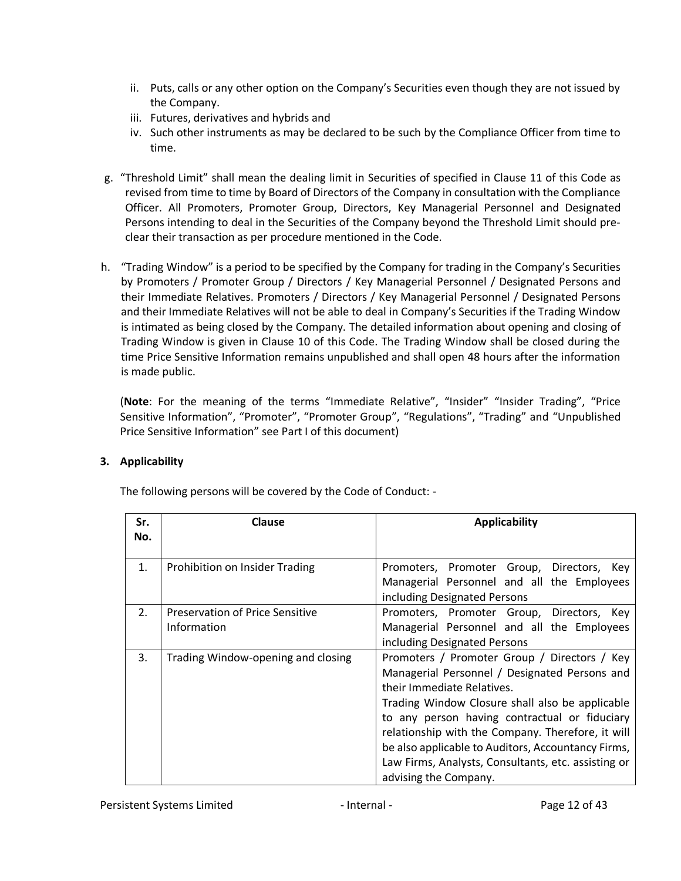ii. Puts, calls or any other option on the Company's Securities even though they are not issued by the Company.
   iii. Futures, derivatives and hybrids and
   iv. Such other instruments as may be declared to be such by the Compliance Officer from time to time.

g. "Threshold Limit" shall mean the dealing limit in Securities of specified in Clause 11 of this Code as revised from time to time by Board of Directors of the Company in consultation with the Compliance Officer. All Promoters, Promoter Group, Directors, Key Managerial Personnel and Designated Persons intending to deal in the Securities of the Company beyond the Threshold Limit should pre-clear their transaction as per procedure mentioned in the Code.

h. "Trading Window" is a period to be specified by the Company for trading in the Company's Securities by Promoters / Promoter Group / Directors / Key Managerial Personnel / Designated Persons and their Immediate Relatives. Promoters / Directors / Key Managerial Personnel / Designated Persons and their Immediate Relatives will not be able to deal in Company's Securities if the Trading Window is intimated as being closed by the Company. The detailed information about opening and closing of Trading Window is given in Clause 10 of this Code. The Trading Window shall be closed during the time Price Sensitive Information remains unpublished and shall open 48 hours after the information is made public.

   (**Note**: For the meaning of the terms "Immediate Relative", "Insider" "Insider Trading", "Price Sensitive Information", "Promoter", "Promoter Group", "Regulations", "Trading" and "Unpublished Price Sensitive Information" see Part I of this document)

### 3. Applicability

The following persons will be covered by the Code of Conduct: -

| Sr. No. | Clause | Applicability |
|---|---|---|
| 1. | Prohibition on Insider Trading | Promoters, Promoter Group, Directors, Key Managerial Personnel and all the Employees including Designated Persons |
| 2. | Preservation of Price Sensitive Information | Promoters, Promoter Group, Directors, Key Managerial Personnel and all the Employees including Designated Persons |
| 3. | Trading Window-opening and closing | Promoters / Promoter Group / Directors / Key Managerial Personnel / Designated Persons and their Immediate Relatives.<br>Trading Window Closure shall also be applicable to any person having contractual or fiduciary relationship with the Company. Therefore, it will be also applicable to Auditors, Accountancy Firms, Law Firms, Analysts, Consultants, etc. assisting or advising the Company. |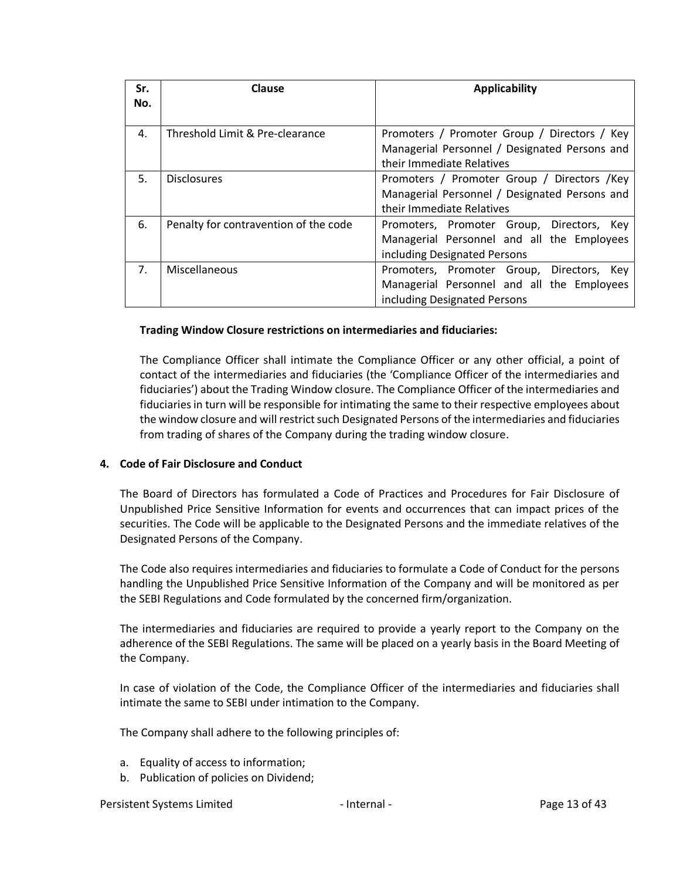| Sr. No. | Clause | Applicability |
|---|---|---|
| 4. | Threshold Limit & Pre-clearance | Promoters / Promoter Group / Directors / Key Managerial Personnel / Designated Persons and their Immediate Relatives |
| 5. | Disclosures | Promoters / Promoter Group / Directors /Key Managerial Personnel / Designated Persons and their Immediate Relatives |
| 6. | Penalty for contravention of the code | Promoters, Promoter Group, Directors, Key Managerial Personnel and all the Employees including Designated Persons |
| 7. | Miscellaneous | Promoters, Promoter Group, Directors, Key Managerial Personnel and all the Employees including Designated Persons |

**Trading Window Closure restrictions on intermediaries and fiduciaries:**

The Compliance Officer shall intimate the Compliance Officer or any other official, a point of contact of the intermediaries and fiduciaries (the 'Compliance Officer of the intermediaries and fiduciaries') about the Trading Window closure. The Compliance Officer of the intermediaries and fiduciaries in turn will be responsible for intimating the same to their respective employees about the window closure and will restrict such Designated Persons of the intermediaries and fiduciaries from trading of shares of the Company during the trading window closure.

## 4. Code of Fair Disclosure and Conduct

The Board of Directors has formulated a Code of Practices and Procedures for Fair Disclosure of Unpublished Price Sensitive Information for events and occurrences that can impact prices of the securities. The Code will be applicable to the Designated Persons and the immediate relatives of the Designated Persons of the Company.

The Code also requires intermediaries and fiduciaries to formulate a Code of Conduct for the persons handling the Unpublished Price Sensitive Information of the Company and will be monitored as per the SEBI Regulations and Code formulated by the concerned firm/organization.

The intermediaries and fiduciaries are required to provide a yearly report to the Company on the adherence of the SEBI Regulations. The same will be placed on a yearly basis in the Board Meeting of the Company.

In case of violation of the Code, the Compliance Officer of the intermediaries and fiduciaries shall intimate the same to SEBI under intimation to the Company.

The Company shall adhere to the following principles of:

a. Equality of access to information;
b. Publication of policies on Dividend;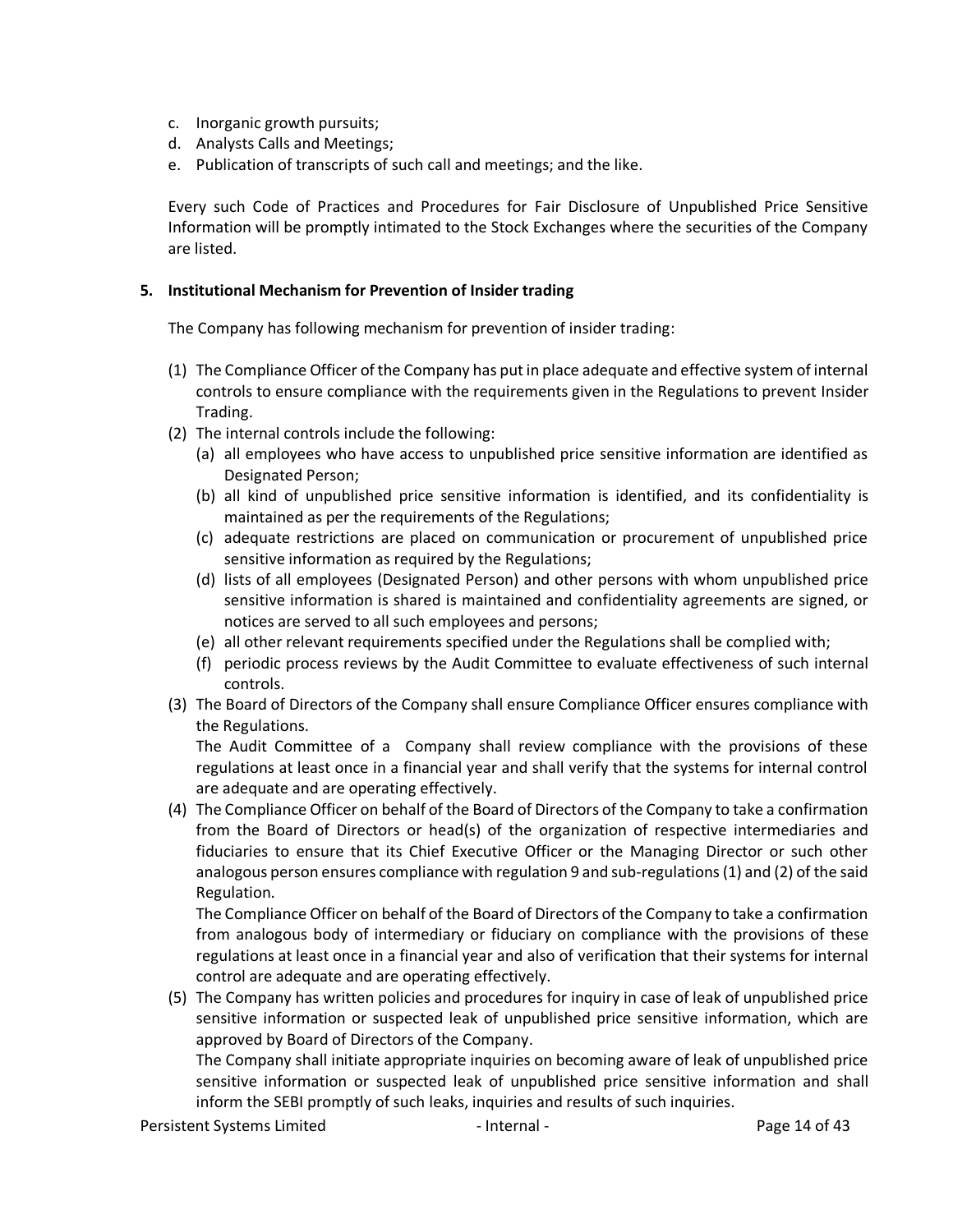c. Inorganic growth pursuits;
d. Analysts Calls and Meetings;
e. Publication of transcripts of such call and meetings; and the like.

Every such Code of Practices and Procedures for Fair Disclosure of Unpublished Price Sensitive Information will be promptly intimated to the Stock Exchanges where the securities of the Company are listed.

**5. Institutional Mechanism for Prevention of Insider trading**

The Company has following mechanism for prevention of insider trading:

(1) The Compliance Officer of the Company has put in place adequate and effective system of internal controls to ensure compliance with the requirements given in the Regulations to prevent Insider Trading.

(2) The internal controls include the following:
   (a) all employees who have access to unpublished price sensitive information are identified as Designated Person;
   (b) all kind of unpublished price sensitive information is identified, and its confidentiality is maintained as per the requirements of the Regulations;
   (c) adequate restrictions are placed on communication or procurement of unpublished price sensitive information as required by the Regulations;
   (d) lists of all employees (Designated Person) and other persons with whom unpublished price sensitive information is shared is maintained and confidentiality agreements are signed, or notices are served to all such employees and persons;
   (e) all other relevant requirements specified under the Regulations shall be complied with;
   (f) periodic process reviews by the Audit Committee to evaluate effectiveness of such internal controls.

(3) The Board of Directors of the Company shall ensure Compliance Officer ensures compliance with the Regulations.

   The Audit Committee of a Company shall review compliance with the provisions of these regulations at least once in a financial year and shall verify that the systems for internal control are adequate and are operating effectively.

(4) The Compliance Officer on behalf of the Board of Directors of the Company to take a confirmation from the Board of Directors or head(s) of the organization of respective intermediaries and fiduciaries to ensure that its Chief Executive Officer or the Managing Director or such other analogous person ensures compliance with regulation 9 and sub-regulations (1) and (2) of the said Regulation.

   The Compliance Officer on behalf of the Board of Directors of the Company to take a confirmation from analogous body of intermediary or fiduciary on compliance with the provisions of these regulations at least once in a financial year and also of verification that their systems for internal control are adequate and are operating effectively.

(5) The Company has written policies and procedures for inquiry in case of leak of unpublished price sensitive information or suspected leak of unpublished price sensitive information, which are approved by Board of Directors of the Company.

   The Company shall initiate appropriate inquiries on becoming aware of leak of unpublished price sensitive information or suspected leak of unpublished price sensitive information and shall inform the SEBI promptly of such leaks, inquiries and results of such inquiries.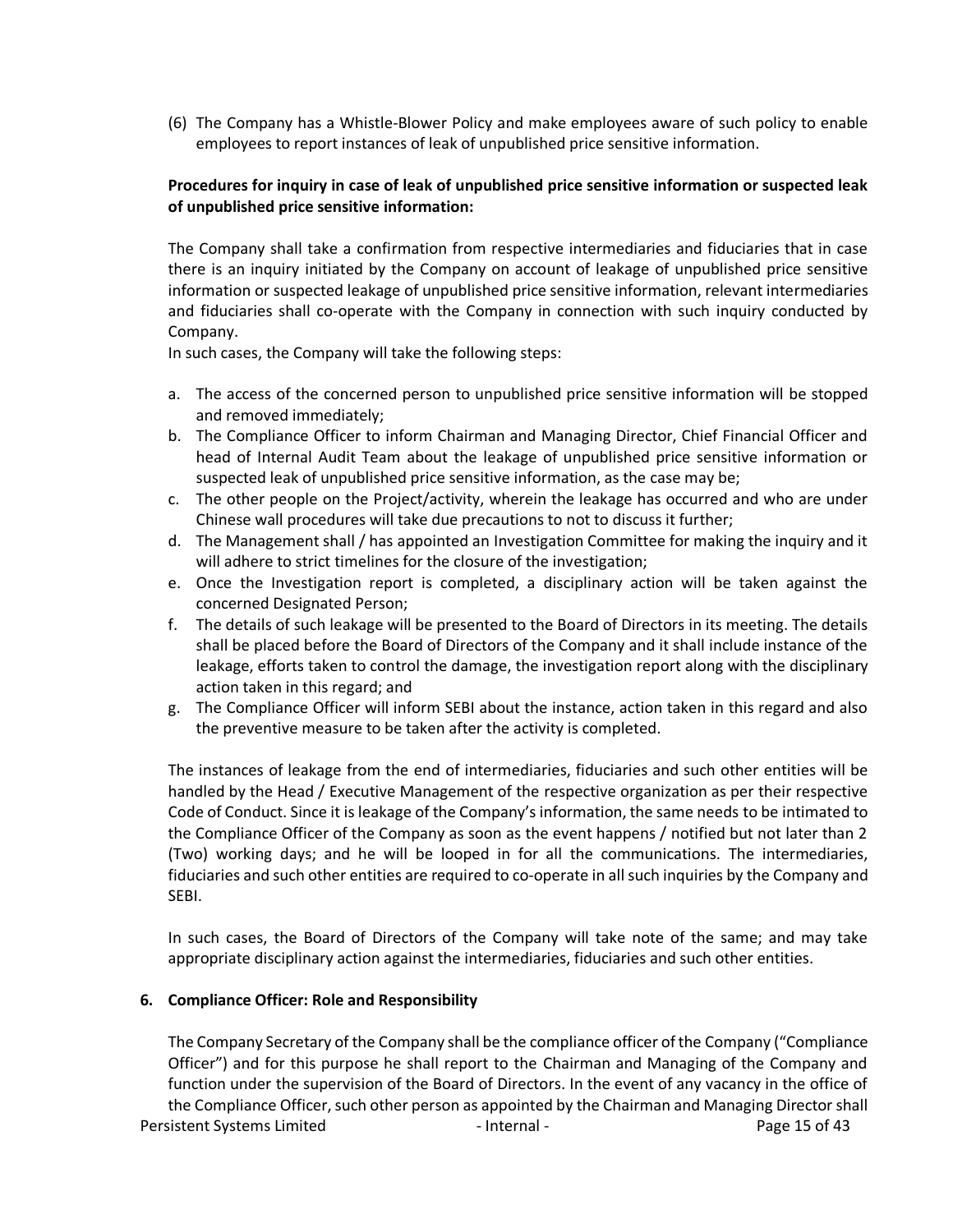(6) The Company has a Whistle-Blower Policy and make employees aware of such policy to enable employees to report instances of leak of unpublished price sensitive information.

**Procedures for inquiry in case of leak of unpublished price sensitive information or suspected leak of unpublished price sensitive information:**

The Company shall take a confirmation from respective intermediaries and fiduciaries that in case there is an inquiry initiated by the Company on account of leakage of unpublished price sensitive information or suspected leakage of unpublished price sensitive information, relevant intermediaries and fiduciaries shall co-operate with the Company in connection with such inquiry conducted by Company.

In such cases, the Company will take the following steps:

a. The access of the concerned person to unpublished price sensitive information will be stopped and removed immediately;
b. The Compliance Officer to inform Chairman and Managing Director, Chief Financial Officer and head of Internal Audit Team about the leakage of unpublished price sensitive information or suspected leak of unpublished price sensitive information, as the case may be;
c. The other people on the Project/activity, wherein the leakage has occurred and who are under Chinese wall procedures will take due precautions to not to discuss it further;
d. The Management shall / has appointed an Investigation Committee for making the inquiry and it will adhere to strict timelines for the closure of the investigation;
e. Once the Investigation report is completed, a disciplinary action will be taken against the concerned Designated Person;
f. The details of such leakage will be presented to the Board of Directors in its meeting. The details shall be placed before the Board of Directors of the Company and it shall include instance of the leakage, efforts taken to control the damage, the investigation report along with the disciplinary action taken in this regard; and
g. The Compliance Officer will inform SEBI about the instance, action taken in this regard and also the preventive measure to be taken after the activity is completed.

The instances of leakage from the end of intermediaries, fiduciaries and such other entities will be handled by the Head / Executive Management of the respective organization as per their respective Code of Conduct. Since it is leakage of the Company's information, the same needs to be intimated to the Compliance Officer of the Company as soon as the event happens / notified but not later than 2 (Two) working days; and he will be looped in for all the communications. The intermediaries, fiduciaries and such other entities are required to co-operate in all such inquiries by the Company and SEBI.

In such cases, the Board of Directors of the Company will take note of the same; and may take appropriate disciplinary action against the intermediaries, fiduciaries and such other entities.

## 6. Compliance Officer: Role and Responsibility

The Company Secretary of the Company shall be the compliance officer of the Company ("Compliance Officer") and for this purpose he shall report to the Chairman and Managing of the Company and function under the supervision of the Board of Directors. In the event of any vacancy in the office of the Compliance Officer, such other person as appointed by the Chairman and Managing Director shall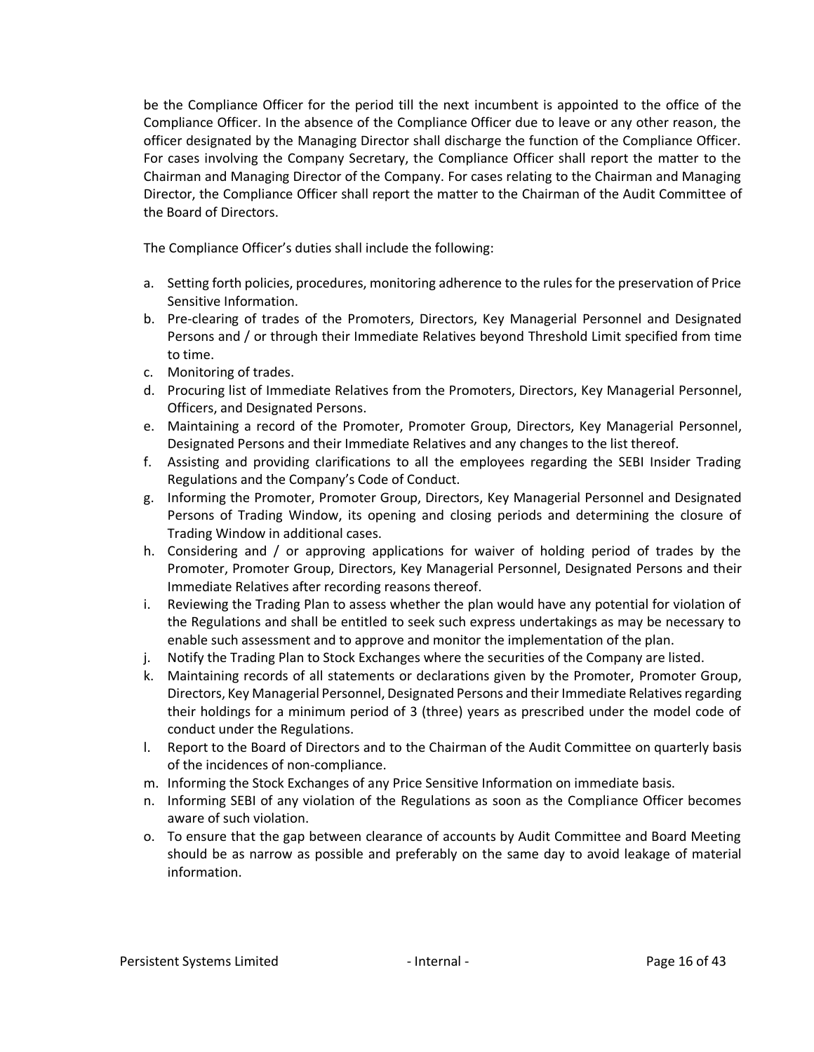be the Compliance Officer for the period till the next incumbent is appointed to the office of the Compliance Officer. In the absence of the Compliance Officer due to leave or any other reason, the officer designated by the Managing Director shall discharge the function of the Compliance Officer. For cases involving the Company Secretary, the Compliance Officer shall report the matter to the Chairman and Managing Director of the Company. For cases relating to the Chairman and Managing Director, the Compliance Officer shall report the matter to the Chairman of the Audit Committee of the Board of Directors.

The Compliance Officer's duties shall include the following:

a. Setting forth policies, procedures, monitoring adherence to the rules for the preservation of Price Sensitive Information.
b. Pre-clearing of trades of the Promoters, Directors, Key Managerial Personnel and Designated Persons and / or through their Immediate Relatives beyond Threshold Limit specified from time to time.
c. Monitoring of trades.
d. Procuring list of Immediate Relatives from the Promoters, Directors, Key Managerial Personnel, Officers, and Designated Persons.
e. Maintaining a record of the Promoter, Promoter Group, Directors, Key Managerial Personnel, Designated Persons and their Immediate Relatives and any changes to the list thereof.
f. Assisting and providing clarifications to all the employees regarding the SEBI Insider Trading Regulations and the Company's Code of Conduct.
g. Informing the Promoter, Promoter Group, Directors, Key Managerial Personnel and Designated Persons of Trading Window, its opening and closing periods and determining the closure of Trading Window in additional cases.
h. Considering and / or approving applications for waiver of holding period of trades by the Promoter, Promoter Group, Directors, Key Managerial Personnel, Designated Persons and their Immediate Relatives after recording reasons thereof.
i. Reviewing the Trading Plan to assess whether the plan would have any potential for violation of the Regulations and shall be entitled to seek such express undertakings as may be necessary to enable such assessment and to approve and monitor the implementation of the plan.
j. Notify the Trading Plan to Stock Exchanges where the securities of the Company are listed.
k. Maintaining records of all statements or declarations given by the Promoter, Promoter Group, Directors, Key Managerial Personnel, Designated Persons and their Immediate Relatives regarding their holdings for a minimum period of 3 (three) years as prescribed under the model code of conduct under the Regulations.
l. Report to the Board of Directors and to the Chairman of the Audit Committee on quarterly basis of the incidences of non-compliance.
m. Informing the Stock Exchanges of any Price Sensitive Information on immediate basis.
n. Informing SEBI of any violation of the Regulations as soon as the Compliance Officer becomes aware of such violation.
o. To ensure that the gap between clearance of accounts by Audit Committee and Board Meeting should be as narrow as possible and preferably on the same day to avoid leakage of material information.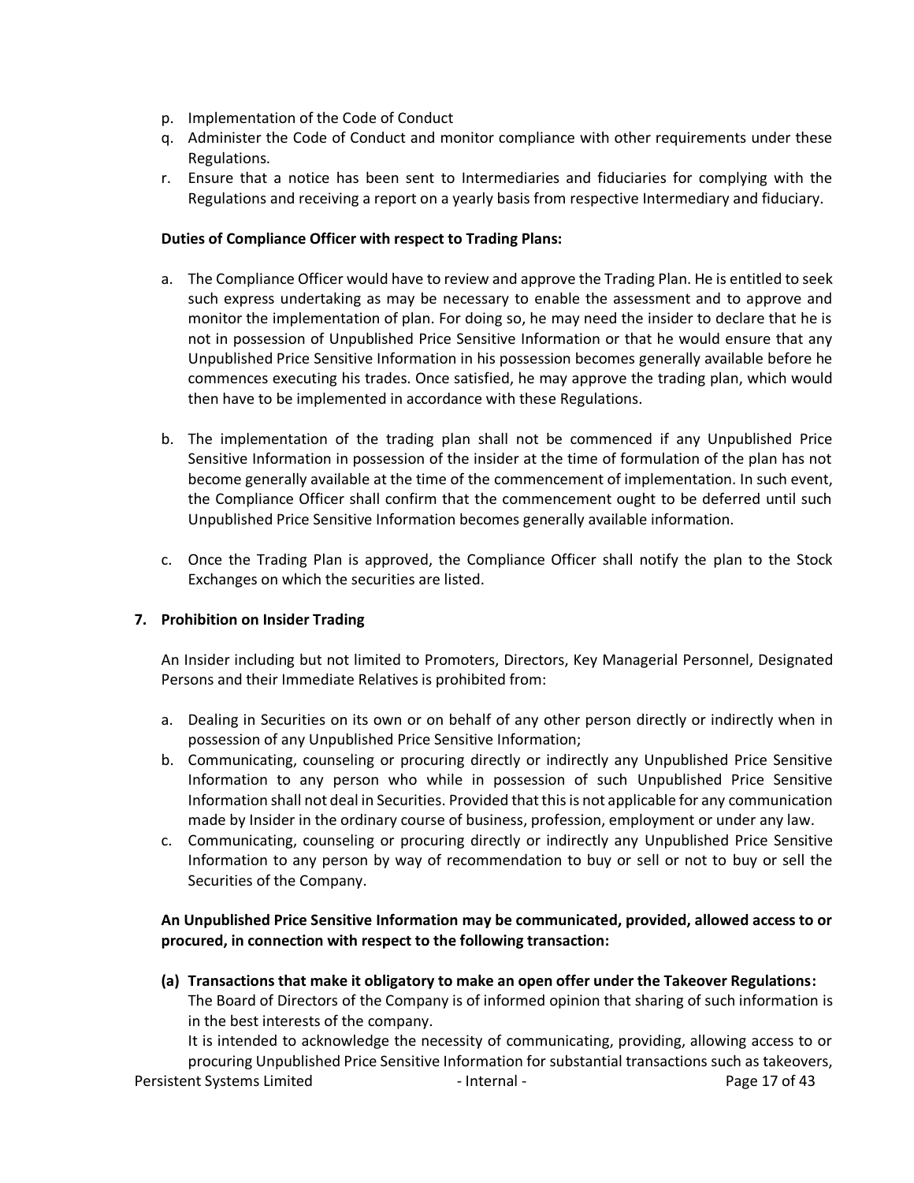p. Implementation of the Code of Conduct
q. Administer the Code of Conduct and monitor compliance with other requirements under these Regulations.
r. Ensure that a notice has been sent to Intermediaries and fiduciaries for complying with the Regulations and receiving a report on a yearly basis from respective Intermediary and fiduciary.

**Duties of Compliance Officer with respect to Trading Plans:**

a. The Compliance Officer would have to review and approve the Trading Plan. He is entitled to seek such express undertaking as may be necessary to enable the assessment and to approve and monitor the implementation of plan. For doing so, he may need the insider to declare that he is not in possession of Unpublished Price Sensitive Information or that he would ensure that any Unpublished Price Sensitive Information in his possession becomes generally available before he commences executing his trades. Once satisfied, he may approve the trading plan, which would then have to be implemented in accordance with these Regulations.

b. The implementation of the trading plan shall not be commenced if any Unpublished Price Sensitive Information in possession of the insider at the time of formulation of the plan has not become generally available at the time of the commencement of implementation. In such event, the Compliance Officer shall confirm that the commencement ought to be deferred until such Unpublished Price Sensitive Information becomes generally available information.

c. Once the Trading Plan is approved, the Compliance Officer shall notify the plan to the Stock Exchanges on which the securities are listed.

**7. Prohibition on Insider Trading**

An Insider including but not limited to Promoters, Directors, Key Managerial Personnel, Designated Persons and their Immediate Relatives is prohibited from:

a. Dealing in Securities on its own or on behalf of any other person directly or indirectly when in possession of any Unpublished Price Sensitive Information;
b. Communicating, counseling or procuring directly or indirectly any Unpublished Price Sensitive Information to any person who while in possession of such Unpublished Price Sensitive Information shall not deal in Securities. Provided that this is not applicable for any communication made by Insider in the ordinary course of business, profession, employment or under any law.
c. Communicating, counseling or procuring directly or indirectly any Unpublished Price Sensitive Information to any person by way of recommendation to buy or sell or not to buy or sell the Securities of the Company.

**An Unpublished Price Sensitive Information may be communicated, provided, allowed access to or procured, in connection with respect to the following transaction:**

**(a) Transactions that make it obligatory to make an open offer under the Takeover Regulations:**
The Board of Directors of the Company is of informed opinion that sharing of such information is in the best interests of the company.
It is intended to acknowledge the necessity of communicating, providing, allowing access to or procuring Unpublished Price Sensitive Information for substantial transactions such as takeovers,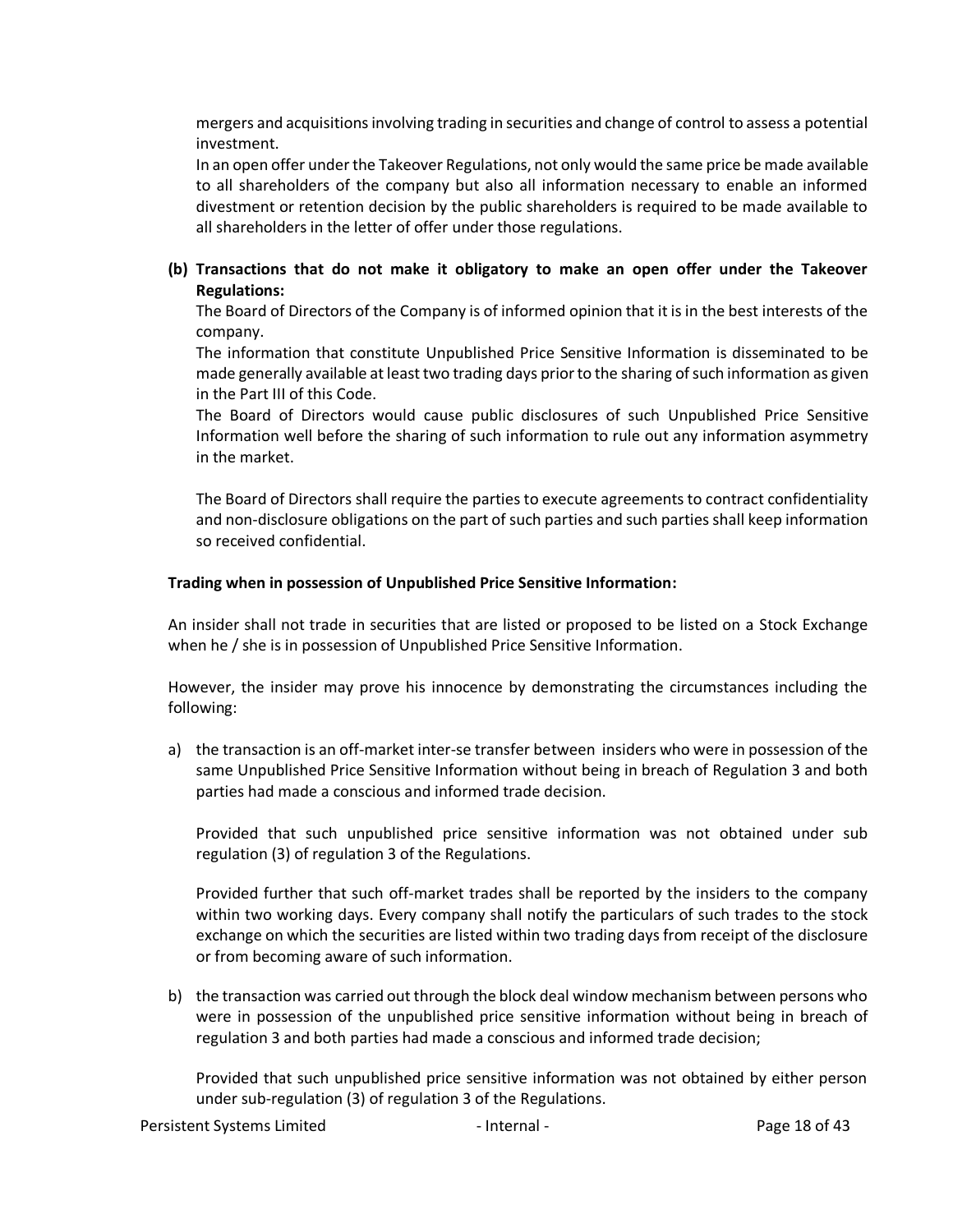mergers and acquisitions involving trading in securities and change of control to assess a potential investment.

In an open offer under the Takeover Regulations, not only would the same price be made available to all shareholders of the company but also all information necessary to enable an informed divestment or retention decision by the public shareholders is required to be made available to all shareholders in the letter of offer under those regulations.

**(b) Transactions that do not make it obligatory to make an open offer under the Takeover Regulations:**

The Board of Directors of the Company is of informed opinion that it is in the best interests of the company.

The information that constitute Unpublished Price Sensitive Information is disseminated to be made generally available at least two trading days prior to the sharing of such information as given in the Part III of this Code.

The Board of Directors would cause public disclosures of such Unpublished Price Sensitive Information well before the sharing of such information to rule out any information asymmetry in the market.

The Board of Directors shall require the parties to execute agreements to contract confidentiality and non-disclosure obligations on the part of such parties and such parties shall keep information so received confidential.

**Trading when in possession of Unpublished Price Sensitive Information:**

An insider shall not trade in securities that are listed or proposed to be listed on a Stock Exchange when he / she is in possession of Unpublished Price Sensitive Information.

However, the insider may prove his innocence by demonstrating the circumstances including the following:

a) the transaction is an off-market inter-se transfer between insiders who were in possession of the same Unpublished Price Sensitive Information without being in breach of Regulation 3 and both parties had made a conscious and informed trade decision.

   Provided that such unpublished price sensitive information was not obtained under sub regulation (3) of regulation 3 of the Regulations.

   Provided further that such off-market trades shall be reported by the insiders to the company within two working days. Every company shall notify the particulars of such trades to the stock exchange on which the securities are listed within two trading days from receipt of the disclosure or from becoming aware of such information.

b) the transaction was carried out through the block deal window mechanism between persons who were in possession of the unpublished price sensitive information without being in breach of regulation 3 and both parties had made a conscious and informed trade decision;

   Provided that such unpublished price sensitive information was not obtained by either person under sub-regulation (3) of regulation 3 of the Regulations.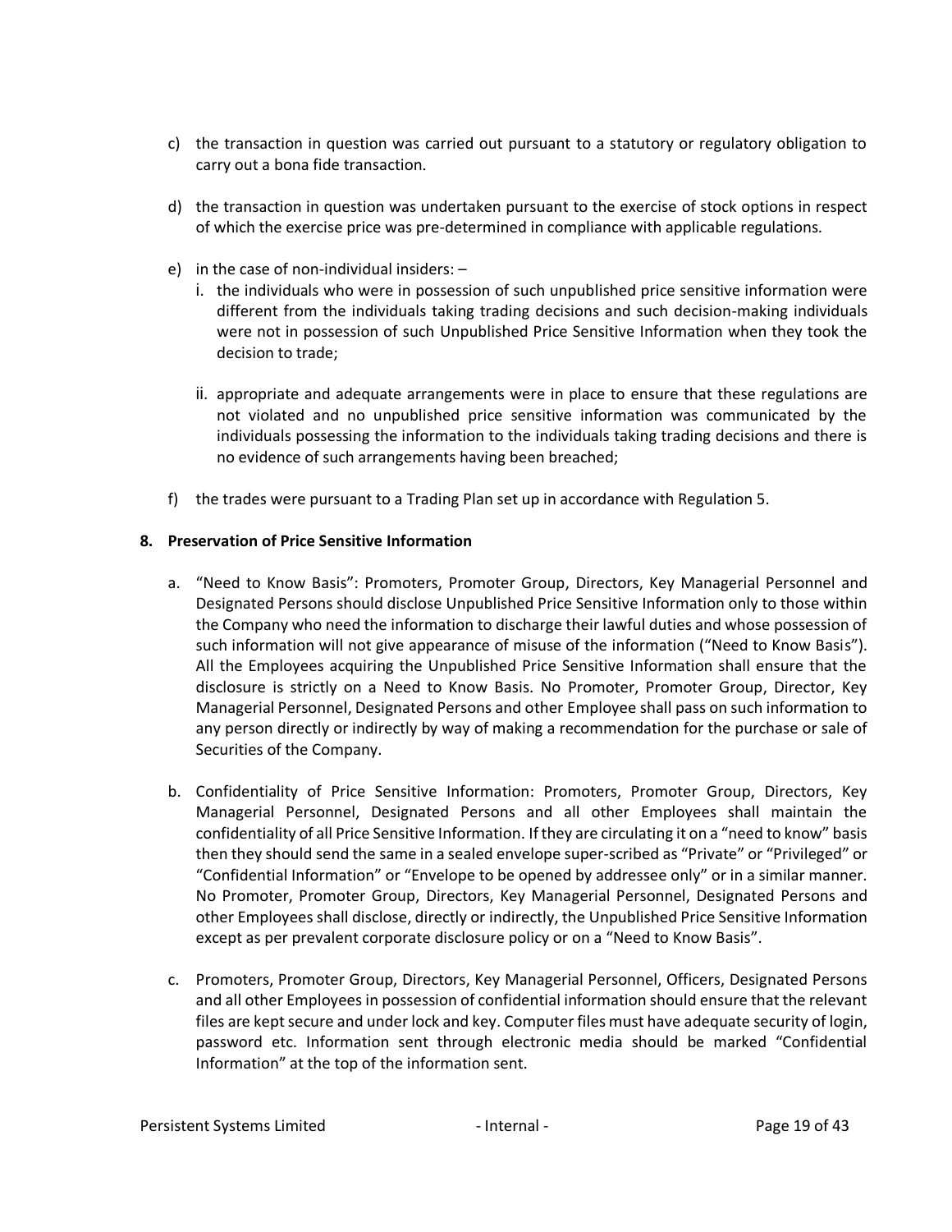c) the transaction in question was carried out pursuant to a statutory or regulatory obligation to carry out a bona fide transaction.

d) the transaction in question was undertaken pursuant to the exercise of stock options in respect of which the exercise price was pre-determined in compliance with applicable regulations.

e) in the case of non-individual insiders: –

   i. the individuals who were in possession of such unpublished price sensitive information were different from the individuals taking trading decisions and such decision-making individuals were not in possession of such Unpublished Price Sensitive Information when they took the decision to trade;

   ii. appropriate and adequate arrangements were in place to ensure that these regulations are not violated and no unpublished price sensitive information was communicated by the individuals possessing the information to the individuals taking trading decisions and there is no evidence of such arrangements having been breached;

f) the trades were pursuant to a Trading Plan set up in accordance with Regulation 5.

**8. Preservation of Price Sensitive Information**

a. "Need to Know Basis": Promoters, Promoter Group, Directors, Key Managerial Personnel and Designated Persons should disclose Unpublished Price Sensitive Information only to those within the Company who need the information to discharge their lawful duties and whose possession of such information will not give appearance of misuse of the information ("Need to Know Basis"). All the Employees acquiring the Unpublished Price Sensitive Information shall ensure that the disclosure is strictly on a Need to Know Basis. No Promoter, Promoter Group, Director, Key Managerial Personnel, Designated Persons and other Employee shall pass on such information to any person directly or indirectly by way of making a recommendation for the purchase or sale of Securities of the Company.

b. Confidentiality of Price Sensitive Information: Promoters, Promoter Group, Directors, Key Managerial Personnel, Designated Persons and all other Employees shall maintain the confidentiality of all Price Sensitive Information. If they are circulating it on a "need to know" basis then they should send the same in a sealed envelope super-scribed as "Private" or "Privileged" or "Confidential Information" or "Envelope to be opened by addressee only" or in a similar manner. No Promoter, Promoter Group, Directors, Key Managerial Personnel, Designated Persons and other Employees shall disclose, directly or indirectly, the Unpublished Price Sensitive Information except as per prevalent corporate disclosure policy or on a "Need to Know Basis".

c. Promoters, Promoter Group, Directors, Key Managerial Personnel, Officers, Designated Persons and all other Employees in possession of confidential information should ensure that the relevant files are kept secure and under lock and key. Computer files must have adequate security of login, password etc. Information sent through electronic media should be marked "Confidential Information" at the top of the information sent.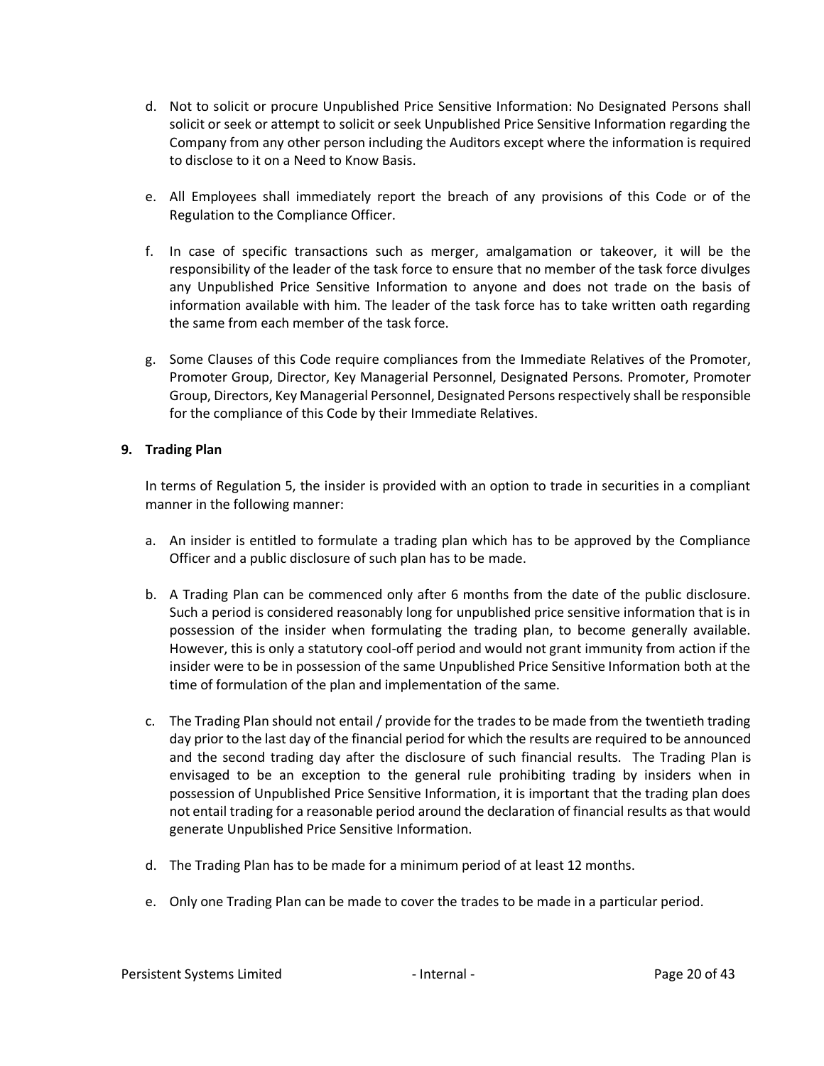d. Not to solicit or procure Unpublished Price Sensitive Information: No Designated Persons shall solicit or seek or attempt to solicit or seek Unpublished Price Sensitive Information regarding the Company from any other person including the Auditors except where the information is required to disclose to it on a Need to Know Basis.

e. All Employees shall immediately report the breach of any provisions of this Code or of the Regulation to the Compliance Officer.

f. In case of specific transactions such as merger, amalgamation or takeover, it will be the responsibility of the leader of the task force to ensure that no member of the task force divulges any Unpublished Price Sensitive Information to anyone and does not trade on the basis of information available with him. The leader of the task force has to take written oath regarding the same from each member of the task force.

g. Some Clauses of this Code require compliances from the Immediate Relatives of the Promoter, Promoter Group, Director, Key Managerial Personnel, Designated Persons. Promoter, Promoter Group, Directors, Key Managerial Personnel, Designated Persons respectively shall be responsible for the compliance of this Code by their Immediate Relatives.

**9. Trading Plan**

In terms of Regulation 5, the insider is provided with an option to trade in securities in a compliant manner in the following manner:

a. An insider is entitled to formulate a trading plan which has to be approved by the Compliance Officer and a public disclosure of such plan has to be made.

b. A Trading Plan can be commenced only after 6 months from the date of the public disclosure. Such a period is considered reasonably long for unpublished price sensitive information that is in possession of the insider when formulating the trading plan, to become generally available. However, this is only a statutory cool-off period and would not grant immunity from action if the insider were to be in possession of the same Unpublished Price Sensitive Information both at the time of formulation of the plan and implementation of the same.

c. The Trading Plan should not entail / provide for the trades to be made from the twentieth trading day prior to the last day of the financial period for which the results are required to be announced and the second trading day after the disclosure of such financial results. The Trading Plan is envisaged to be an exception to the general rule prohibiting trading by insiders when in possession of Unpublished Price Sensitive Information, it is important that the trading plan does not entail trading for a reasonable period around the declaration of financial results as that would generate Unpublished Price Sensitive Information.

d. The Trading Plan has to be made for a minimum period of at least 12 months.

e. Only one Trading Plan can be made to cover the trades to be made in a particular period.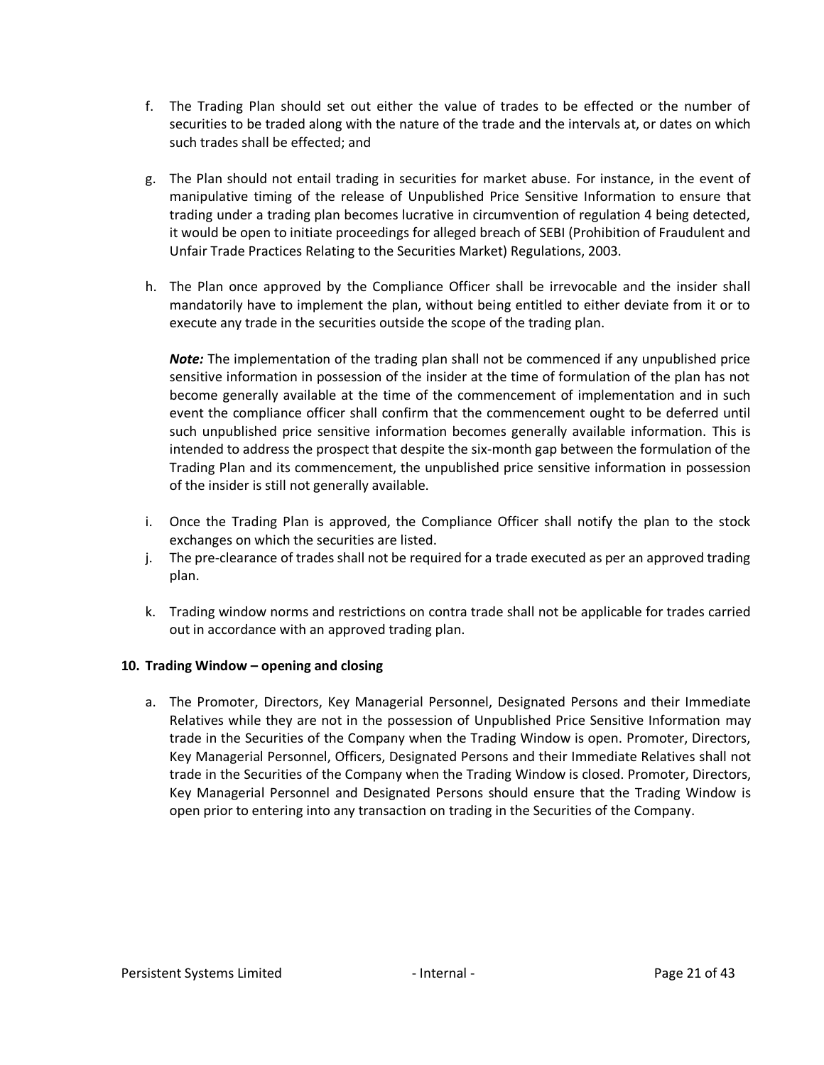f. The Trading Plan should set out either the value of trades to be effected or the number of securities to be traded along with the nature of the trade and the intervals at, or dates on which such trades shall be effected; and

g. The Plan should not entail trading in securities for market abuse. For instance, in the event of manipulative timing of the release of Unpublished Price Sensitive Information to ensure that trading under a trading plan becomes lucrative in circumvention of regulation 4 being detected, it would be open to initiate proceedings for alleged breach of SEBI (Prohibition of Fraudulent and Unfair Trade Practices Relating to the Securities Market) Regulations, 2003.

h. The Plan once approved by the Compliance Officer shall be irrevocable and the insider shall mandatorily have to implement the plan, without being entitled to either deviate from it or to execute any trade in the securities outside the scope of the trading plan.

   ***Note:*** The implementation of the trading plan shall not be commenced if any unpublished price sensitive information in possession of the insider at the time of formulation of the plan has not become generally available at the time of the commencement of implementation and in such event the compliance officer shall confirm that the commencement ought to be deferred until such unpublished price sensitive information becomes generally available information. This is intended to address the prospect that despite the six-month gap between the formulation of the Trading Plan and its commencement, the unpublished price sensitive information in possession of the insider is still not generally available.

i. Once the Trading Plan is approved, the Compliance Officer shall notify the plan to the stock exchanges on which the securities are listed.

j. The pre-clearance of trades shall not be required for a trade executed as per an approved trading plan.

k. Trading window norms and restrictions on contra trade shall not be applicable for trades carried out in accordance with an approved trading plan.

**10. Trading Window – opening and closing**

a. The Promoter, Directors, Key Managerial Personnel, Designated Persons and their Immediate Relatives while they are not in the possession of Unpublished Price Sensitive Information may trade in the Securities of the Company when the Trading Window is open. Promoter, Directors, Key Managerial Personnel, Officers, Designated Persons and their Immediate Relatives shall not trade in the Securities of the Company when the Trading Window is closed. Promoter, Directors, Key Managerial Personnel and Designated Persons should ensure that the Trading Window is open prior to entering into any transaction on trading in the Securities of the Company.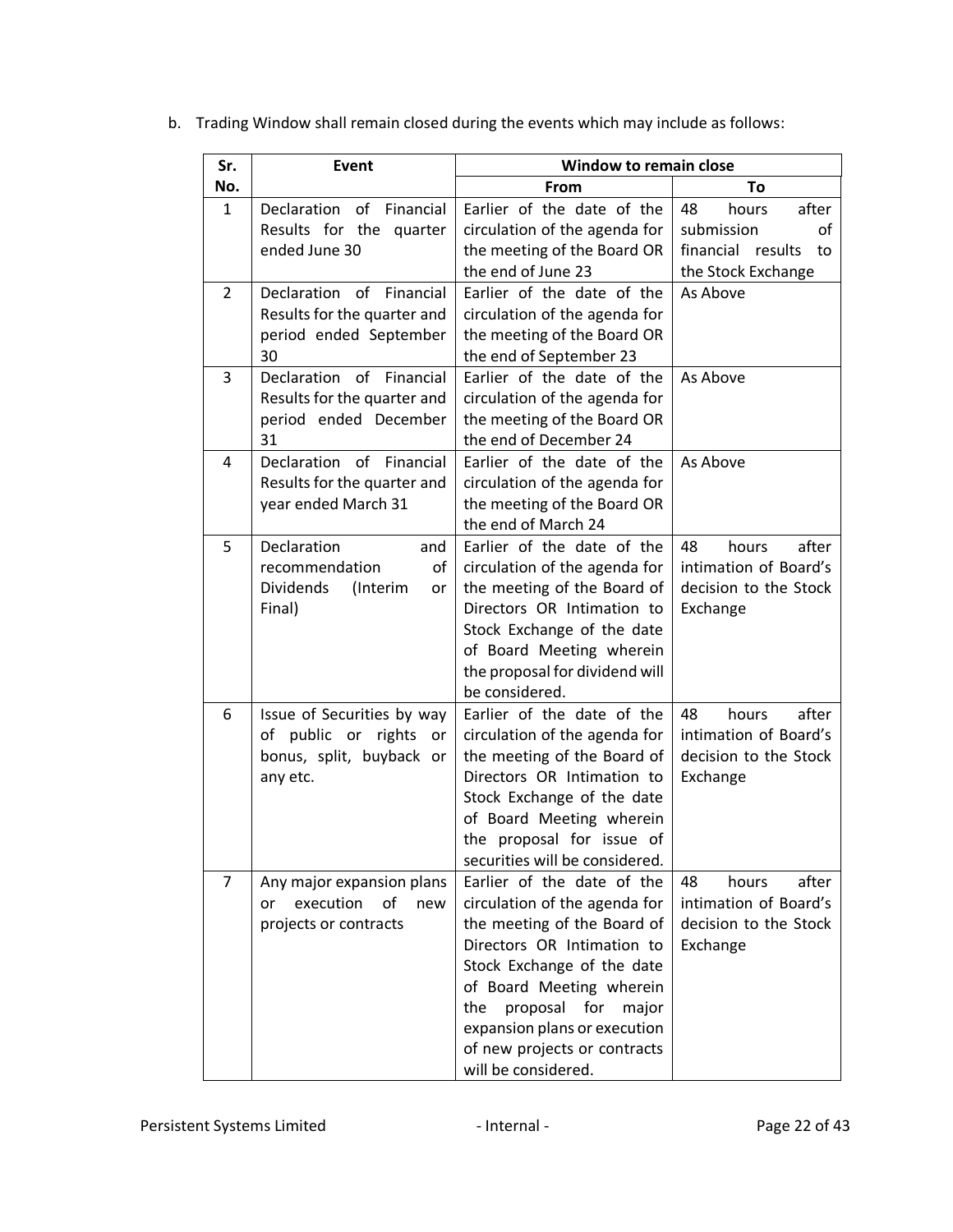b. Trading Window shall remain closed during the events which may include as follows:

| Sr. No. | Event | Window to remain close | |
|---|---|---|---|
| | | From | To |
| 1 | Declaration of Financial Results for the quarter ended June 30 | Earlier of the date of the circulation of the agenda for the meeting of the Board OR the end of June 23 | 48 hours after submission of financial results to the Stock Exchange |
| 2 | Declaration of Financial Results for the quarter and period ended September 30 | Earlier of the date of the circulation of the agenda for the meeting of the Board OR the end of September 23 | As Above |
| 3 | Declaration of Financial Results for the quarter and period ended December 31 | Earlier of the date of the circulation of the agenda for the meeting of the Board OR the end of December 24 | As Above |
| 4 | Declaration of Financial Results for the quarter and year ended March 31 | Earlier of the date of the circulation of the agenda for the meeting of the Board OR the end of March 24 | As Above |
| 5 | Declaration and recommendation of Dividends (Interim or Final) | Earlier of the date of the circulation of the agenda for the meeting of the Board of Directors OR Intimation to Stock Exchange of the date of Board Meeting wherein the proposal for dividend will be considered. | 48 hours after intimation of Board's decision to the Stock Exchange |
| 6 | Issue of Securities by way of public or rights or bonus, split, buyback or any etc. | Earlier of the date of the circulation of the agenda for the meeting of the Board of Directors OR Intimation to Stock Exchange of the date of Board Meeting wherein the proposal for issue of securities will be considered. | 48 hours after intimation of Board's decision to the Stock Exchange |
| 7 | Any major expansion plans or execution of new projects or contracts | Earlier of the date of the circulation of the agenda for the meeting of the Board of Directors OR Intimation to Stock Exchange of the date of Board Meeting wherein the proposal for major expansion plans or execution of new projects or contracts will be considered. | 48 hours after intimation of Board's decision to the Stock Exchange |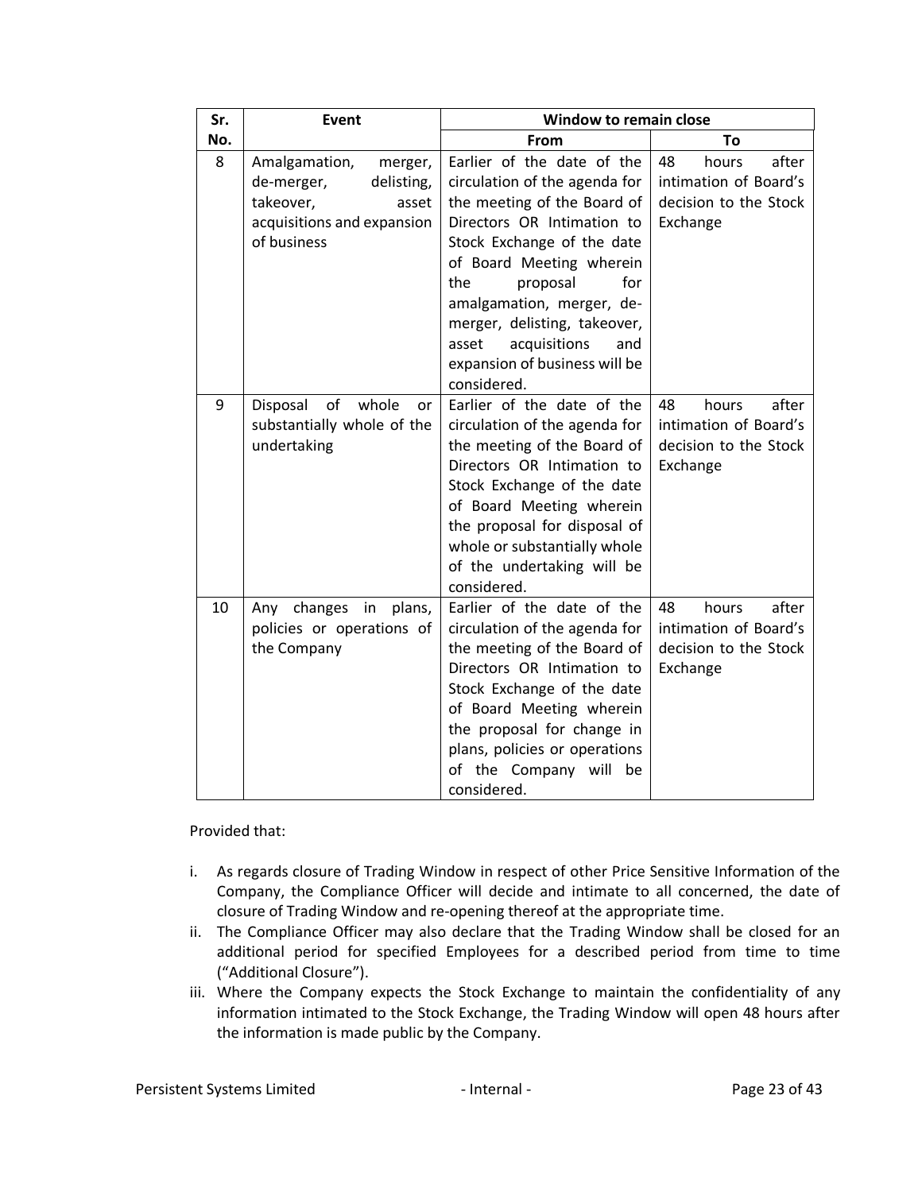| Sr. No. | Event | Window to remain close | |
|---|---|---|---|
| | | From | To |
| 8 | Amalgamation, merger, de-merger, delisting, takeover, asset acquisitions and expansion of business | Earlier of the date of the circulation of the agenda for the meeting of the Board of Directors OR Intimation to Stock Exchange of the date of Board Meeting wherein the proposal for amalgamation, merger, de-merger, delisting, takeover, asset acquisitions and expansion of business will be considered. | 48 hours after intimation of Board's decision to the Stock Exchange |
| 9 | Disposal of whole or substantially whole of the undertaking | Earlier of the date of the circulation of the agenda for the meeting of the Board of Directors OR Intimation to Stock Exchange of the date of Board Meeting wherein the proposal for disposal of whole or substantially whole of the undertaking will be considered. | 48 hours after intimation of Board's decision to the Stock Exchange |
| 10 | Any changes in plans, policies or operations of the Company | Earlier of the date of the circulation of the agenda for the meeting of the Board of Directors OR Intimation to Stock Exchange of the date of Board Meeting wherein the proposal for change in plans, policies or operations of the Company will be considered. | 48 hours after intimation of Board's decision to the Stock Exchange |

Provided that:

i. As regards closure of Trading Window in respect of other Price Sensitive Information of the Company, the Compliance Officer will decide and intimate to all concerned, the date of closure of Trading Window and re-opening thereof at the appropriate time.
ii. The Compliance Officer may also declare that the Trading Window shall be closed for an additional period for specified Employees for a described period from time to time ("Additional Closure").
iii. Where the Company expects the Stock Exchange to maintain the confidentiality of any information intimated to the Stock Exchange, the Trading Window will open 48 hours after the information is made public by the Company.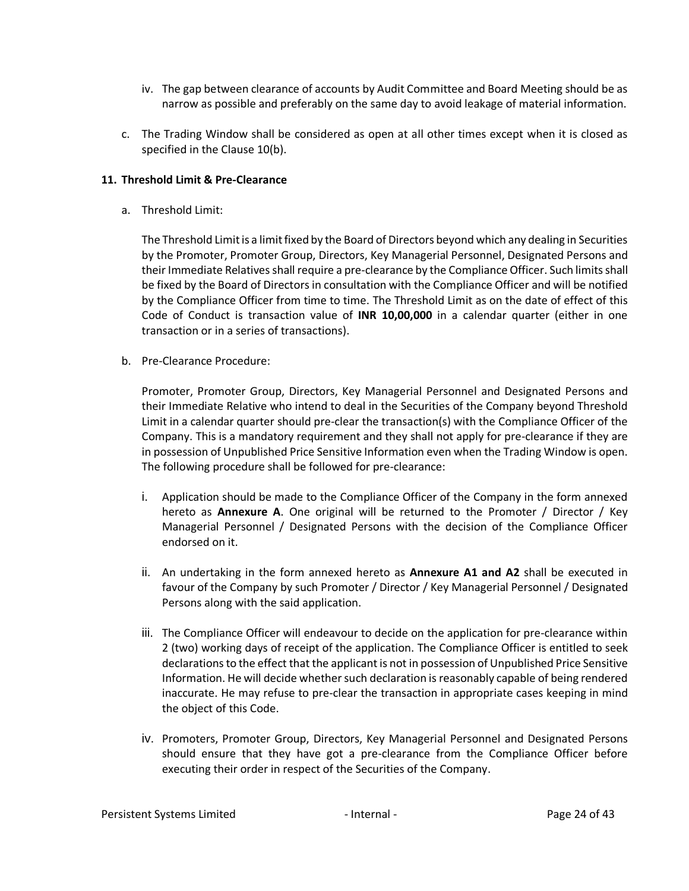iv. The gap between clearance of accounts by Audit Committee and Board Meeting should be as narrow as possible and preferably on the same day to avoid leakage of material information.

c. The Trading Window shall be considered as open at all other times except when it is closed as specified in the Clause 10(b).

### 11. Threshold Limit & Pre-Clearance

a. Threshold Limit:

The Threshold Limit is a limit fixed by the Board of Directors beyond which any dealing in Securities by the Promoter, Promoter Group, Directors, Key Managerial Personnel, Designated Persons and their Immediate Relatives shall require a pre-clearance by the Compliance Officer. Such limits shall be fixed by the Board of Directors in consultation with the Compliance Officer and will be notified by the Compliance Officer from time to time. The Threshold Limit as on the date of effect of this Code of Conduct is transaction value of **INR 10,00,000** in a calendar quarter (either in one transaction or in a series of transactions).

b. Pre-Clearance Procedure:

Promoter, Promoter Group, Directors, Key Managerial Personnel and Designated Persons and their Immediate Relative who intend to deal in the Securities of the Company beyond Threshold Limit in a calendar quarter should pre-clear the transaction(s) with the Compliance Officer of the Company. This is a mandatory requirement and they shall not apply for pre-clearance if they are in possession of Unpublished Price Sensitive Information even when the Trading Window is open. The following procedure shall be followed for pre-clearance:

i. Application should be made to the Compliance Officer of the Company in the form annexed hereto as **Annexure A**. One original will be returned to the Promoter / Director / Key Managerial Personnel / Designated Persons with the decision of the Compliance Officer endorsed on it.

ii. An undertaking in the form annexed hereto as **Annexure A1 and A2** shall be executed in favour of the Company by such Promoter / Director / Key Managerial Personnel / Designated Persons along with the said application.

iii. The Compliance Officer will endeavour to decide on the application for pre-clearance within 2 (two) working days of receipt of the application. The Compliance Officer is entitled to seek declarations to the effect that the applicant is not in possession of Unpublished Price Sensitive Information. He will decide whether such declaration is reasonably capable of being rendered inaccurate. He may refuse to pre-clear the transaction in appropriate cases keeping in mind the object of this Code.

iv. Promoters, Promoter Group, Directors, Key Managerial Personnel and Designated Persons should ensure that they have got a pre-clearance from the Compliance Officer before executing their order in respect of the Securities of the Company.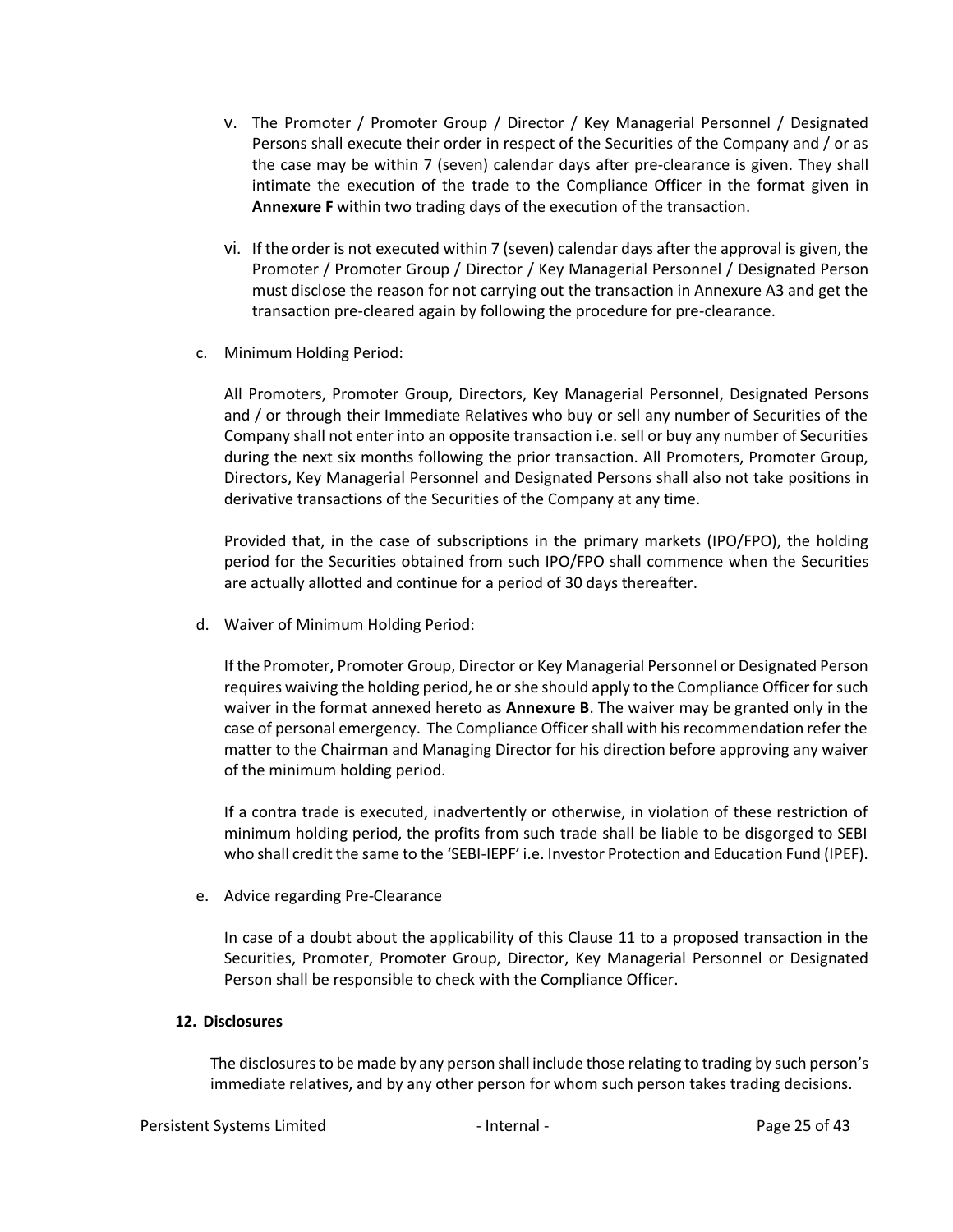v. The Promoter / Promoter Group / Director / Key Managerial Personnel / Designated Persons shall execute their order in respect of the Securities of the Company and / or as the case may be within 7 (seven) calendar days after pre-clearance is given. They shall intimate the execution of the trade to the Compliance Officer in the format given in **Annexure F** within two trading days of the execution of the transaction.

vi. If the order is not executed within 7 (seven) calendar days after the approval is given, the Promoter / Promoter Group / Director / Key Managerial Personnel / Designated Person must disclose the reason for not carrying out the transaction in Annexure A3 and get the transaction pre-cleared again by following the procedure for pre-clearance.

c. Minimum Holding Period:

All Promoters, Promoter Group, Directors, Key Managerial Personnel, Designated Persons and / or through their Immediate Relatives who buy or sell any number of Securities of the Company shall not enter into an opposite transaction i.e. sell or buy any number of Securities during the next six months following the prior transaction. All Promoters, Promoter Group, Directors, Key Managerial Personnel and Designated Persons shall also not take positions in derivative transactions of the Securities of the Company at any time.

Provided that, in the case of subscriptions in the primary markets (IPO/FPO), the holding period for the Securities obtained from such IPO/FPO shall commence when the Securities are actually allotted and continue for a period of 30 days thereafter.

d. Waiver of Minimum Holding Period:

If the Promoter, Promoter Group, Director or Key Managerial Personnel or Designated Person requires waiving the holding period, he or she should apply to the Compliance Officer for such waiver in the format annexed hereto as **Annexure B**. The waiver may be granted only in the case of personal emergency. The Compliance Officer shall with his recommendation refer the matter to the Chairman and Managing Director for his direction before approving any waiver of the minimum holding period.

If a contra trade is executed, inadvertently or otherwise, in violation of these restriction of minimum holding period, the profits from such trade shall be liable to be disgorged to SEBI who shall credit the same to the 'SEBI-IEPF' i.e. Investor Protection and Education Fund (IPEF).

e. Advice regarding Pre-Clearance

In case of a doubt about the applicability of this Clause 11 to a proposed transaction in the Securities, Promoter, Promoter Group, Director, Key Managerial Personnel or Designated Person shall be responsible to check with the Compliance Officer.

**12. Disclosures**

The disclosures to be made by any person shall include those relating to trading by such person's immediate relatives, and by any other person for whom such person takes trading decisions.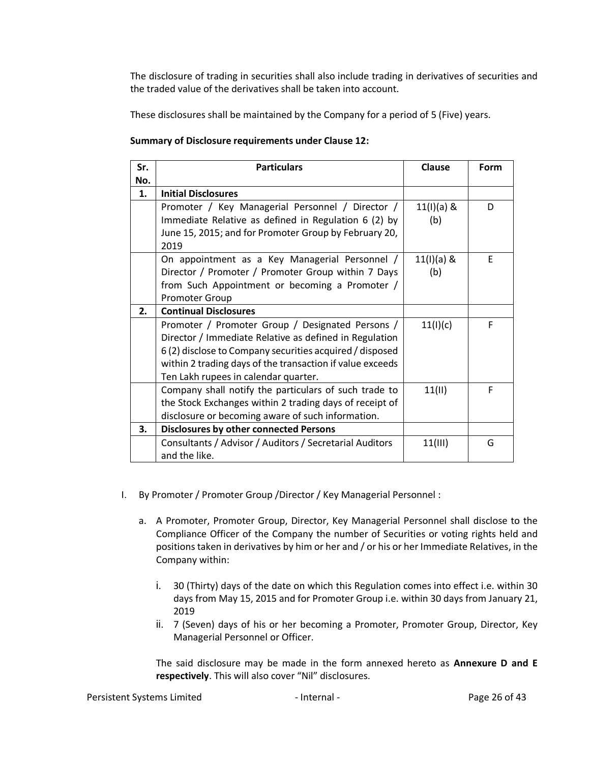The disclosure of trading in securities shall also include trading in derivatives of securities and the traded value of the derivatives shall be taken into account.

These disclosures shall be maintained by the Company for a period of 5 (Five) years.

**Summary of Disclosure requirements under Clause 12:**

| Sr. No. | Particulars | Clause | Form |
|---|---|---|---|
| **1.** | **Initial Disclosures** | | |
| | Promoter / Key Managerial Personnel / Director / Immediate Relative as defined in Regulation 6 (2) by June 15, 2015; and for Promoter Group by February 20, 2019 | 11(I)(a) & (b) | D |
| | On appointment as a Key Managerial Personnel / Director / Promoter / Promoter Group within 7 Days from Such Appointment or becoming a Promoter / Promoter Group | 11(I)(a) & (b) | E |
| **2.** | **Continual Disclosures** | | |
| | Promoter / Promoter Group / Designated Persons / Director / Immediate Relative as defined in Regulation 6 (2) disclose to Company securities acquired / disposed within 2 trading days of the transaction if value exceeds Ten Lakh rupees in calendar quarter. | 11(I)(c) | F |
| | Company shall notify the particulars of such trade to the Stock Exchanges within 2 trading days of receipt of disclosure or becoming aware of such information. | 11(II) | F |
| **3.** | **Disclosures by other connected Persons** | | |
| | Consultants / Advisor / Auditors / Secretarial Auditors and the like. | 11(III) | G |

I. By Promoter / Promoter Group /Director / Key Managerial Personnel :

   a. A Promoter, Promoter Group, Director, Key Managerial Personnel shall disclose to the Compliance Officer of the Company the number of Securities or voting rights held and positions taken in derivatives by him or her and / or his or her Immediate Relatives, in the Company within:

      i. 30 (Thirty) days of the date on which this Regulation comes into effect i.e. within 30 days from May 15, 2015 and for Promoter Group i.e. within 30 days from January 21, 2019
      ii. 7 (Seven) days of his or her becoming a Promoter, Promoter Group, Director, Key Managerial Personnel or Officer.

   The said disclosure may be made in the form annexed hereto as **Annexure D and E respectively**. This will also cover "Nil" disclosures.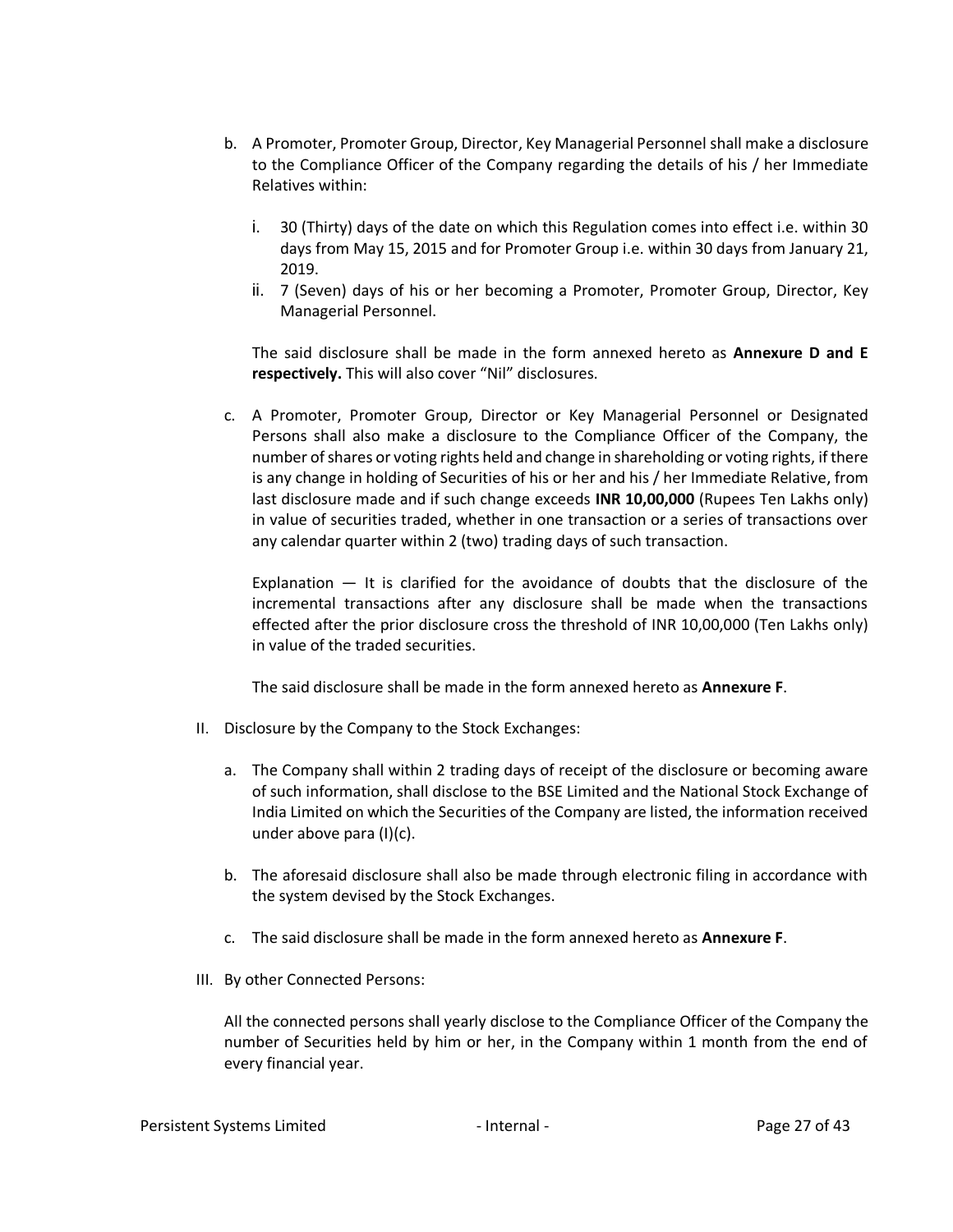b. A Promoter, Promoter Group, Director, Key Managerial Personnel shall make a disclosure to the Compliance Officer of the Company regarding the details of his / her Immediate Relatives within:

   i. 30 (Thirty) days of the date on which this Regulation comes into effect i.e. within 30 days from May 15, 2015 and for Promoter Group i.e. within 30 days from January 21, 2019.
   ii. 7 (Seven) days of his or her becoming a Promoter, Promoter Group, Director, Key Managerial Personnel.

   The said disclosure shall be made in the form annexed hereto as **Annexure D and E respectively.** This will also cover "Nil" disclosures.

c. A Promoter, Promoter Group, Director or Key Managerial Personnel or Designated Persons shall also make a disclosure to the Compliance Officer of the Company, the number of shares or voting rights held and change in shareholding or voting rights, if there is any change in holding of Securities of his or her and his / her Immediate Relative, from last disclosure made and if such change exceeds **INR 10,00,000** (Rupees Ten Lakhs only) in value of securities traded, whether in one transaction or a series of transactions over any calendar quarter within 2 (two) trading days of such transaction.

   Explanation — It is clarified for the avoidance of doubts that the disclosure of the incremental transactions after any disclosure shall be made when the transactions effected after the prior disclosure cross the threshold of INR 10,00,000 (Ten Lakhs only) in value of the traded securities.

   The said disclosure shall be made in the form annexed hereto as **Annexure F**.

II. Disclosure by the Company to the Stock Exchanges:

   a. The Company shall within 2 trading days of receipt of the disclosure or becoming aware of such information, shall disclose to the BSE Limited and the National Stock Exchange of India Limited on which the Securities of the Company are listed, the information received under above para (I)(c).

   b. The aforesaid disclosure shall also be made through electronic filing in accordance with the system devised by the Stock Exchanges.

   c. The said disclosure shall be made in the form annexed hereto as **Annexure F**.

III. By other Connected Persons:

   All the connected persons shall yearly disclose to the Compliance Officer of the Company the number of Securities held by him or her, in the Company within 1 month from the end of every financial year.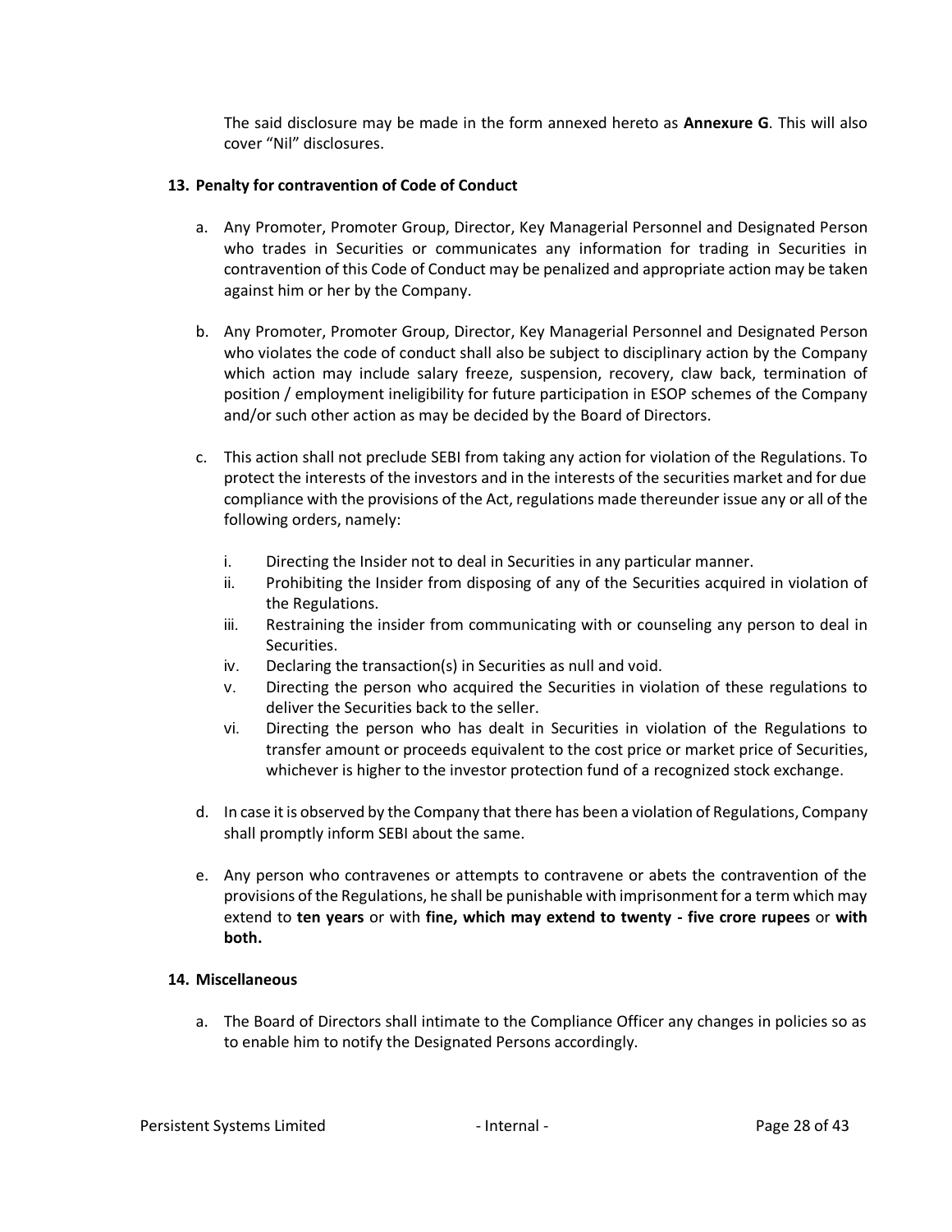The said disclosure may be made in the form annexed hereto as **Annexure G**. This will also cover "Nil" disclosures.

## 13. Penalty for contravention of Code of Conduct

a. Any Promoter, Promoter Group, Director, Key Managerial Personnel and Designated Person who trades in Securities or communicates any information for trading in Securities in contravention of this Code of Conduct may be penalized and appropriate action may be taken against him or her by the Company.

b. Any Promoter, Promoter Group, Director, Key Managerial Personnel and Designated Person who violates the code of conduct shall also be subject to disciplinary action by the Company which action may include salary freeze, suspension, recovery, claw back, termination of position / employment ineligibility for future participation in ESOP schemes of the Company and/or such other action as may be decided by the Board of Directors.

c. This action shall not preclude SEBI from taking any action for violation of the Regulations. To protect the interests of the investors and in the interests of the securities market and for due compliance with the provisions of the Act, regulations made thereunder issue any or all of the following orders, namely:

    i. Directing the Insider not to deal in Securities in any particular manner.
    ii. Prohibiting the Insider from disposing of any of the Securities acquired in violation of the Regulations.
    iii. Restraining the insider from communicating with or counseling any person to deal in Securities.
    iv. Declaring the transaction(s) in Securities as null and void.
    v. Directing the person who acquired the Securities in violation of these regulations to deliver the Securities back to the seller.
    vi. Directing the person who has dealt in Securities in violation of the Regulations to transfer amount or proceeds equivalent to the cost price or market price of Securities, whichever is higher to the investor protection fund of a recognized stock exchange.

d. In case it is observed by the Company that there has been a violation of Regulations, Company shall promptly inform SEBI about the same.

e. Any person who contravenes or attempts to contravene or abets the contravention of the provisions of the Regulations, he shall be punishable with imprisonment for a term which may extend to **ten years** or with **fine, which may extend to twenty - five crore rupees** or **with both.**

## 14. Miscellaneous

a. The Board of Directors shall intimate to the Compliance Officer any changes in policies so as to enable him to notify the Designated Persons accordingly.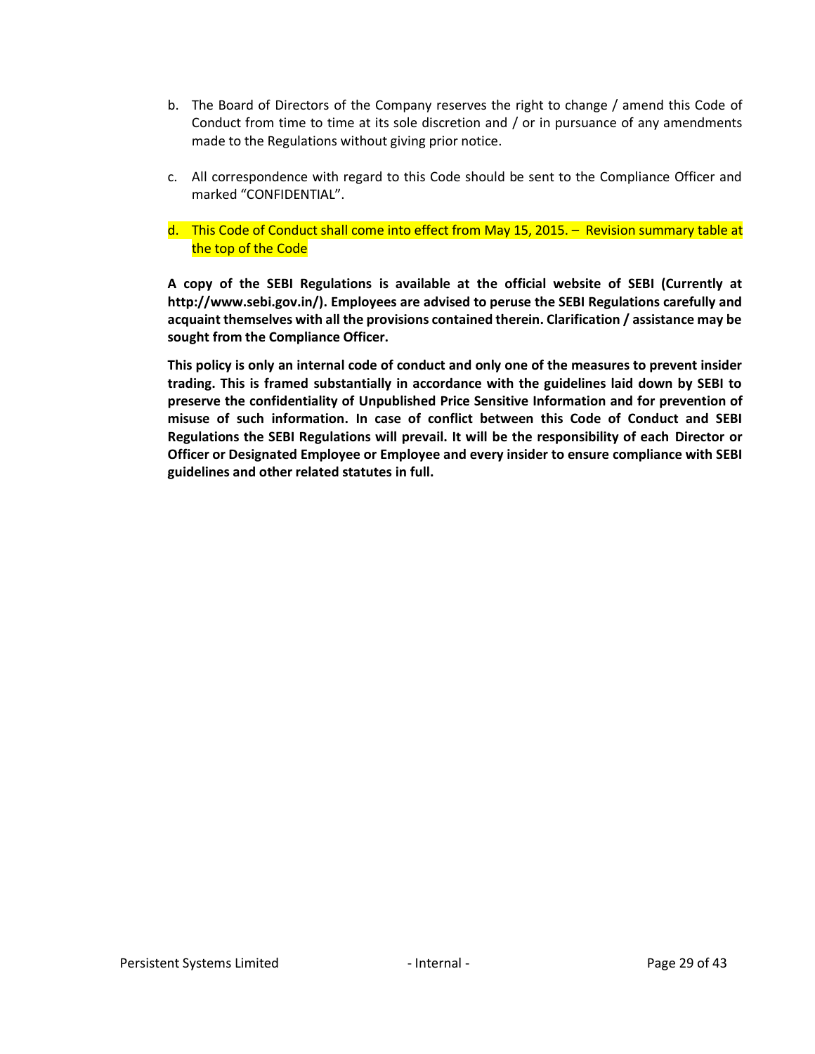b. The Board of Directors of the Company reserves the right to change / amend this Code of Conduct from time to time at its sole discretion and / or in pursuance of any amendments made to the Regulations without giving prior notice.

c. All correspondence with regard to this Code should be sent to the Compliance Officer and marked "CONFIDENTIAL".

d. This Code of Conduct shall come into effect from May 15, 2015. – Revision summary table at the top of the Code

**A copy of the SEBI Regulations is available at the official website of SEBI (Currently at http://www.sebi.gov.in/). Employees are advised to peruse the SEBI Regulations carefully and acquaint themselves with all the provisions contained therein. Clarification / assistance may be sought from the Compliance Officer.**

**This policy is only an internal code of conduct and only one of the measures to prevent insider trading. This is framed substantially in accordance with the guidelines laid down by SEBI to preserve the confidentiality of Unpublished Price Sensitive Information and for prevention of misuse of such information. In case of conflict between this Code of Conduct and SEBI Regulations the SEBI Regulations will prevail. It will be the responsibility of each Director or Officer or Designated Employee or Employee and every insider to ensure compliance with SEBI guidelines and other related statutes in full.**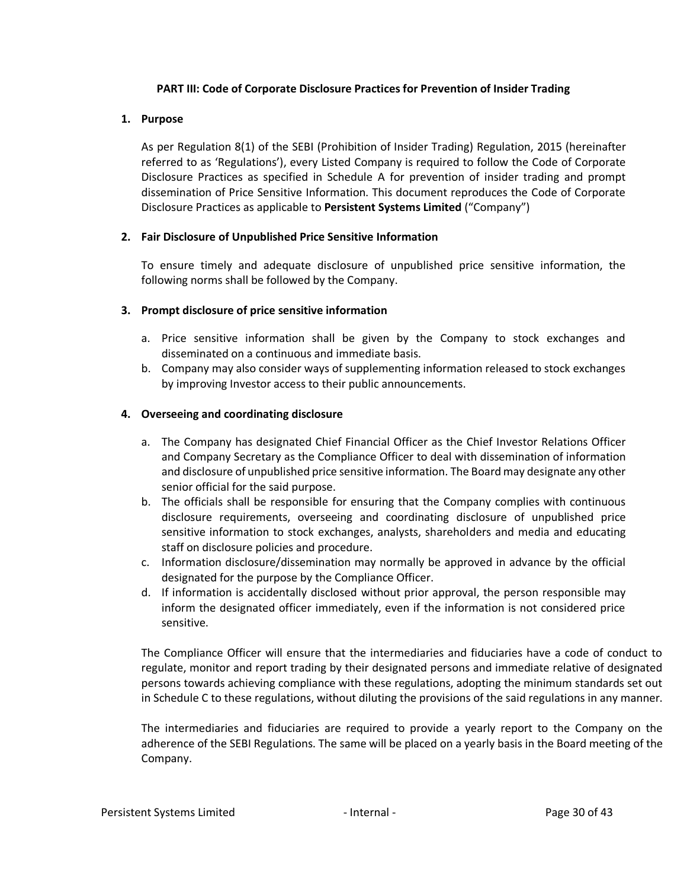## PART III: Code of Corporate Disclosure Practices for Prevention of Insider Trading

### 1. Purpose

As per Regulation 8(1) of the SEBI (Prohibition of Insider Trading) Regulation, 2015 (hereinafter referred to as 'Regulations'), every Listed Company is required to follow the Code of Corporate Disclosure Practices as specified in Schedule A for prevention of insider trading and prompt dissemination of Price Sensitive Information. This document reproduces the Code of Corporate Disclosure Practices as applicable to **Persistent Systems Limited** ("Company")

### 2. Fair Disclosure of Unpublished Price Sensitive Information

To ensure timely and adequate disclosure of unpublished price sensitive information, the following norms shall be followed by the Company.

### 3. Prompt disclosure of price sensitive information

a. Price sensitive information shall be given by the Company to stock exchanges and disseminated on a continuous and immediate basis.
b. Company may also consider ways of supplementing information released to stock exchanges by improving Investor access to their public announcements.

### 4. Overseeing and coordinating disclosure

a. The Company has designated Chief Financial Officer as the Chief Investor Relations Officer and Company Secretary as the Compliance Officer to deal with dissemination of information and disclosure of unpublished price sensitive information. The Board may designate any other senior official for the said purpose.
b. The officials shall be responsible for ensuring that the Company complies with continuous disclosure requirements, overseeing and coordinating disclosure of unpublished price sensitive information to stock exchanges, analysts, shareholders and media and educating staff on disclosure policies and procedure.
c. Information disclosure/dissemination may normally be approved in advance by the official designated for the purpose by the Compliance Officer.
d. If information is accidentally disclosed without prior approval, the person responsible may inform the designated officer immediately, even if the information is not considered price sensitive.

The Compliance Officer will ensure that the intermediaries and fiduciaries have a code of conduct to regulate, monitor and report trading by their designated persons and immediate relative of designated persons towards achieving compliance with these regulations, adopting the minimum standards set out in Schedule C to these regulations, without diluting the provisions of the said regulations in any manner.

The intermediaries and fiduciaries are required to provide a yearly report to the Company on the adherence of the SEBI Regulations. The same will be placed on a yearly basis in the Board meeting of the Company.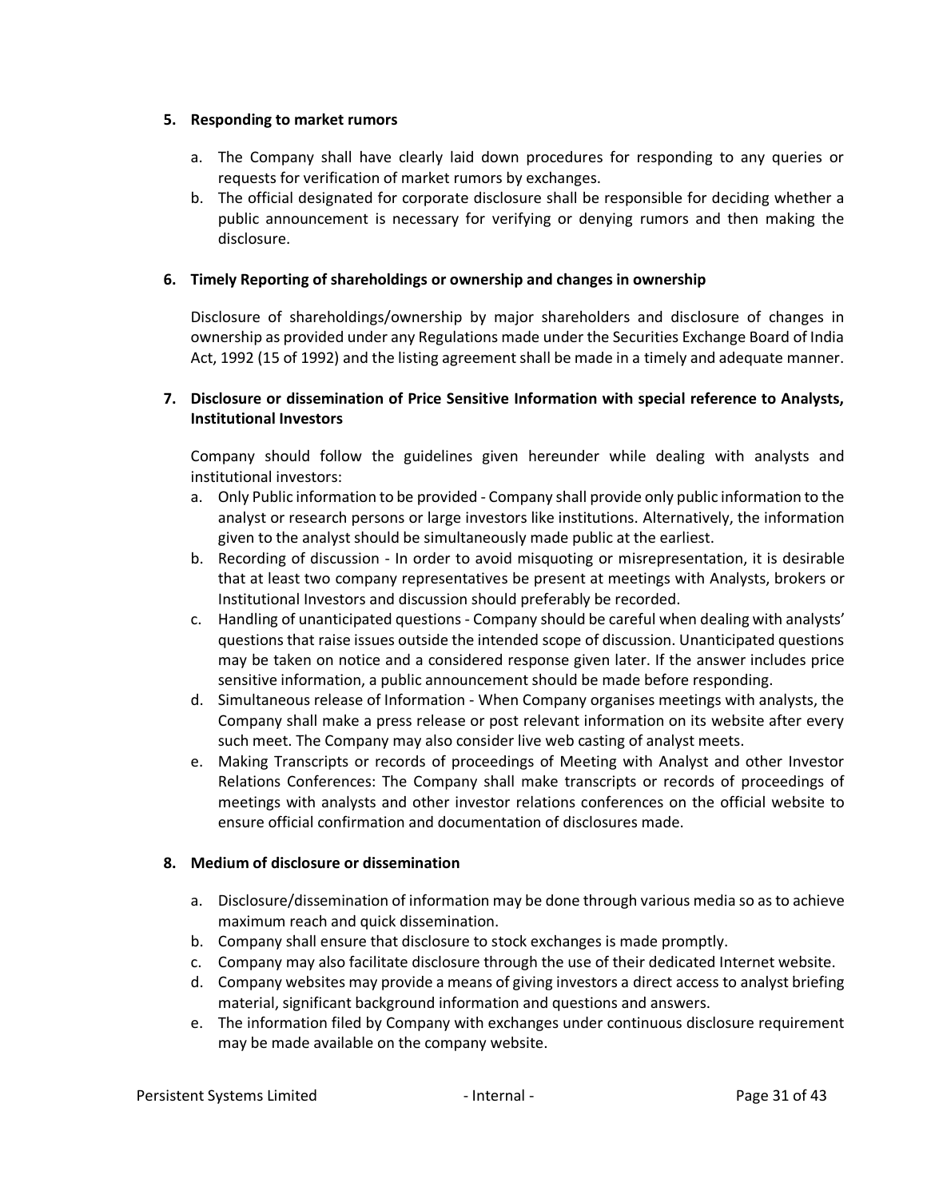### 5. Responding to market rumors

a. The Company shall have clearly laid down procedures for responding to any queries or requests for verification of market rumors by exchanges.
b. The official designated for corporate disclosure shall be responsible for deciding whether a public announcement is necessary for verifying or denying rumors and then making the disclosure.

### 6. Timely Reporting of shareholdings or ownership and changes in ownership

Disclosure of shareholdings/ownership by major shareholders and disclosure of changes in ownership as provided under any Regulations made under the Securities Exchange Board of India Act, 1992 (15 of 1992) and the listing agreement shall be made in a timely and adequate manner.

### 7. Disclosure or dissemination of Price Sensitive Information with special reference to Analysts, Institutional Investors

Company should follow the guidelines given hereunder while dealing with analysts and institutional investors:

a. Only Public information to be provided - Company shall provide only public information to the analyst or research persons or large investors like institutions. Alternatively, the information given to the analyst should be simultaneously made public at the earliest.
b. Recording of discussion - In order to avoid misquoting or misrepresentation, it is desirable that at least two company representatives be present at meetings with Analysts, brokers or Institutional Investors and discussion should preferably be recorded.
c. Handling of unanticipated questions - Company should be careful when dealing with analysts' questions that raise issues outside the intended scope of discussion. Unanticipated questions may be taken on notice and a considered response given later. If the answer includes price sensitive information, a public announcement should be made before responding.
d. Simultaneous release of Information - When Company organises meetings with analysts, the Company shall make a press release or post relevant information on its website after every such meet. The Company may also consider live web casting of analyst meets.
e. Making Transcripts or records of proceedings of Meeting with Analyst and other Investor Relations Conferences: The Company shall make transcripts or records of proceedings of meetings with analysts and other investor relations conferences on the official website to ensure official confirmation and documentation of disclosures made.

### 8. Medium of disclosure or dissemination

a. Disclosure/dissemination of information may be done through various media so as to achieve maximum reach and quick dissemination.
b. Company shall ensure that disclosure to stock exchanges is made promptly.
c. Company may also facilitate disclosure through the use of their dedicated Internet website.
d. Company websites may provide a means of giving investors a direct access to analyst briefing material, significant background information and questions and answers.
e. The information filed by Company with exchanges under continuous disclosure requirement may be made available on the company website.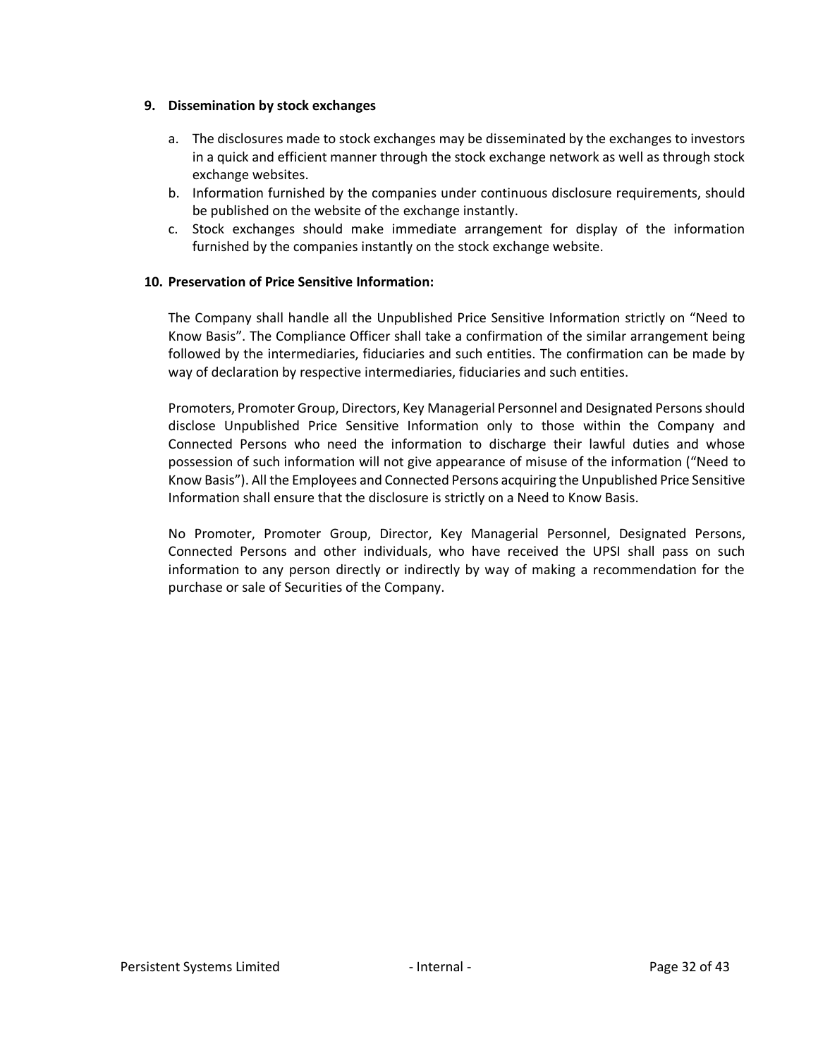**9. Dissemination by stock exchanges**

a. The disclosures made to stock exchanges may be disseminated by the exchanges to investors in a quick and efficient manner through the stock exchange network as well as through stock exchange websites.
b. Information furnished by the companies under continuous disclosure requirements, should be published on the website of the exchange instantly.
c. Stock exchanges should make immediate arrangement for display of the information furnished by the companies instantly on the stock exchange website.

**10. Preservation of Price Sensitive Information:**

The Company shall handle all the Unpublished Price Sensitive Information strictly on "Need to Know Basis". The Compliance Officer shall take a confirmation of the similar arrangement being followed by the intermediaries, fiduciaries and such entities. The confirmation can be made by way of declaration by respective intermediaries, fiduciaries and such entities.

Promoters, Promoter Group, Directors, Key Managerial Personnel and Designated Persons should disclose Unpublished Price Sensitive Information only to those within the Company and Connected Persons who need the information to discharge their lawful duties and whose possession of such information will not give appearance of misuse of the information ("Need to Know Basis"). All the Employees and Connected Persons acquiring the Unpublished Price Sensitive Information shall ensure that the disclosure is strictly on a Need to Know Basis.

No Promoter, Promoter Group, Director, Key Managerial Personnel, Designated Persons, Connected Persons and other individuals, who have received the UPSI shall pass on such information to any person directly or indirectly by way of making a recommendation for the purchase or sale of Securities of the Company.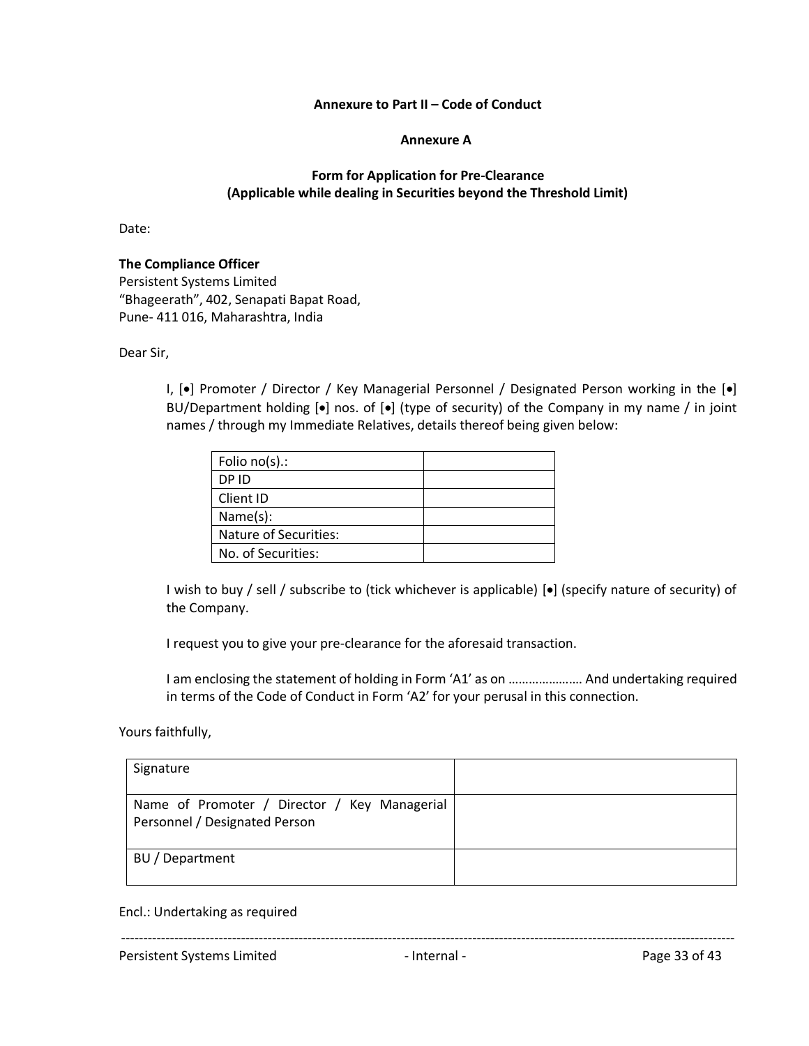**Annexure to Part II – Code of Conduct**

**Annexure A**

**Form for Application for Pre-Clearance**
**(Applicable while dealing in Securities beyond the Threshold Limit)**

Date:

**The Compliance Officer**
Persistent Systems Limited
"Bhageerath", 402, Senapati Bapat Road,
Pune- 411 016, Maharashtra, India

Dear Sir,

I, [•] Promoter / Director / Key Managerial Personnel / Designated Person working in the [•] BU/Department holding [•] nos. of [•] (type of security) of the Company in my name / in joint names / through my Immediate Relatives, details thereof being given below:

| Folio no(s).: | |
|---|---|
| DP ID | |
| Client ID | |
| Name(s): | |
| Nature of Securities: | |
| No. of Securities: | |

I wish to buy / sell / subscribe to (tick whichever is applicable) [•] (specify nature of security) of the Company.

I request you to give your pre-clearance for the aforesaid transaction.

I am enclosing the statement of holding in Form 'A1' as on ………………… And undertaking required in terms of the Code of Conduct in Form 'A2' for your perusal in this connection.

Yours faithfully,

| Signature | |
|---|---|
| Name of Promoter / Director / Key Managerial Personnel / Designated Person | |
| BU / Department | |

Encl.: Undertaking as required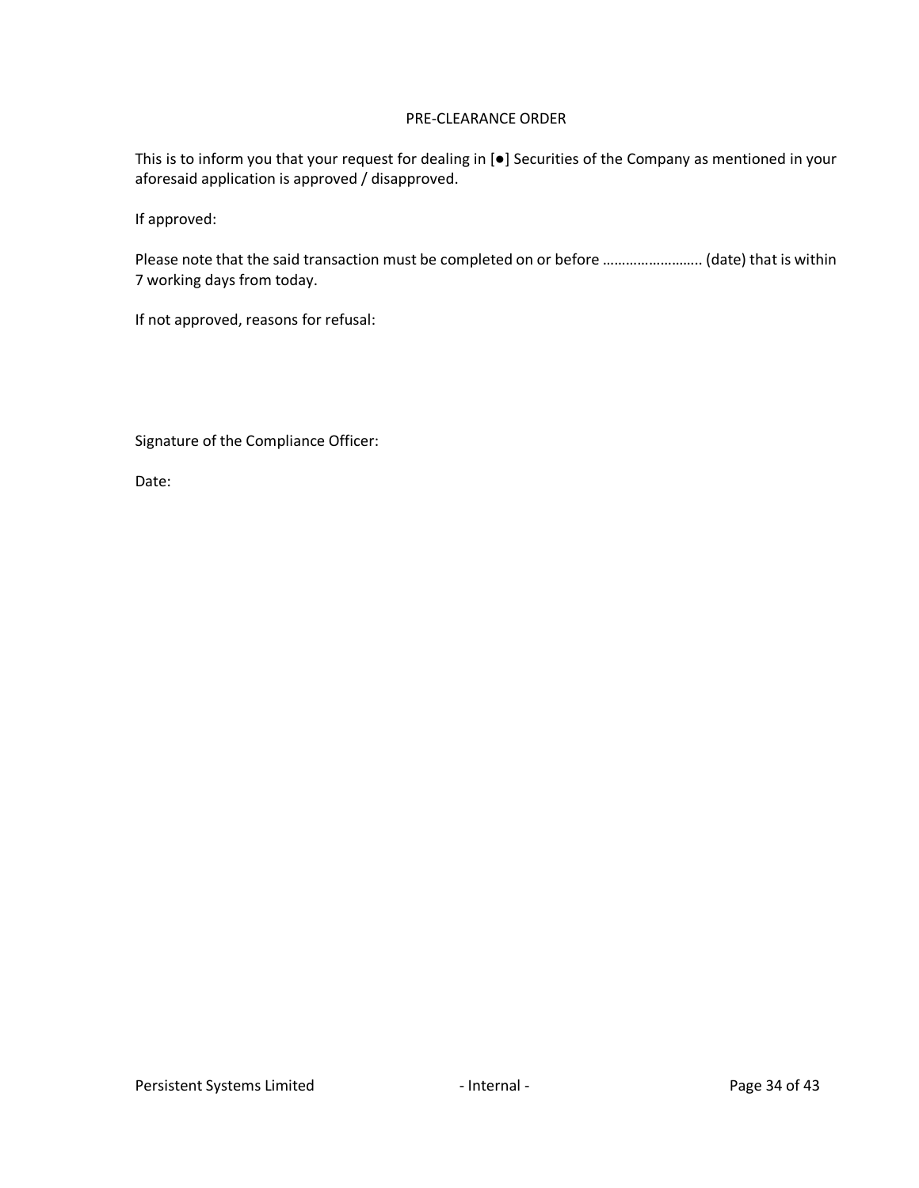PRE-CLEARANCE ORDER

This is to inform you that your request for dealing in [●] Securities of the Company as mentioned in your aforesaid application is approved / disapproved.

If approved:

Please note that the said transaction must be completed on or before ……………………. (date) that is within 7 working days from today.

If not approved, reasons for refusal:

Signature of the Compliance Officer:

Date: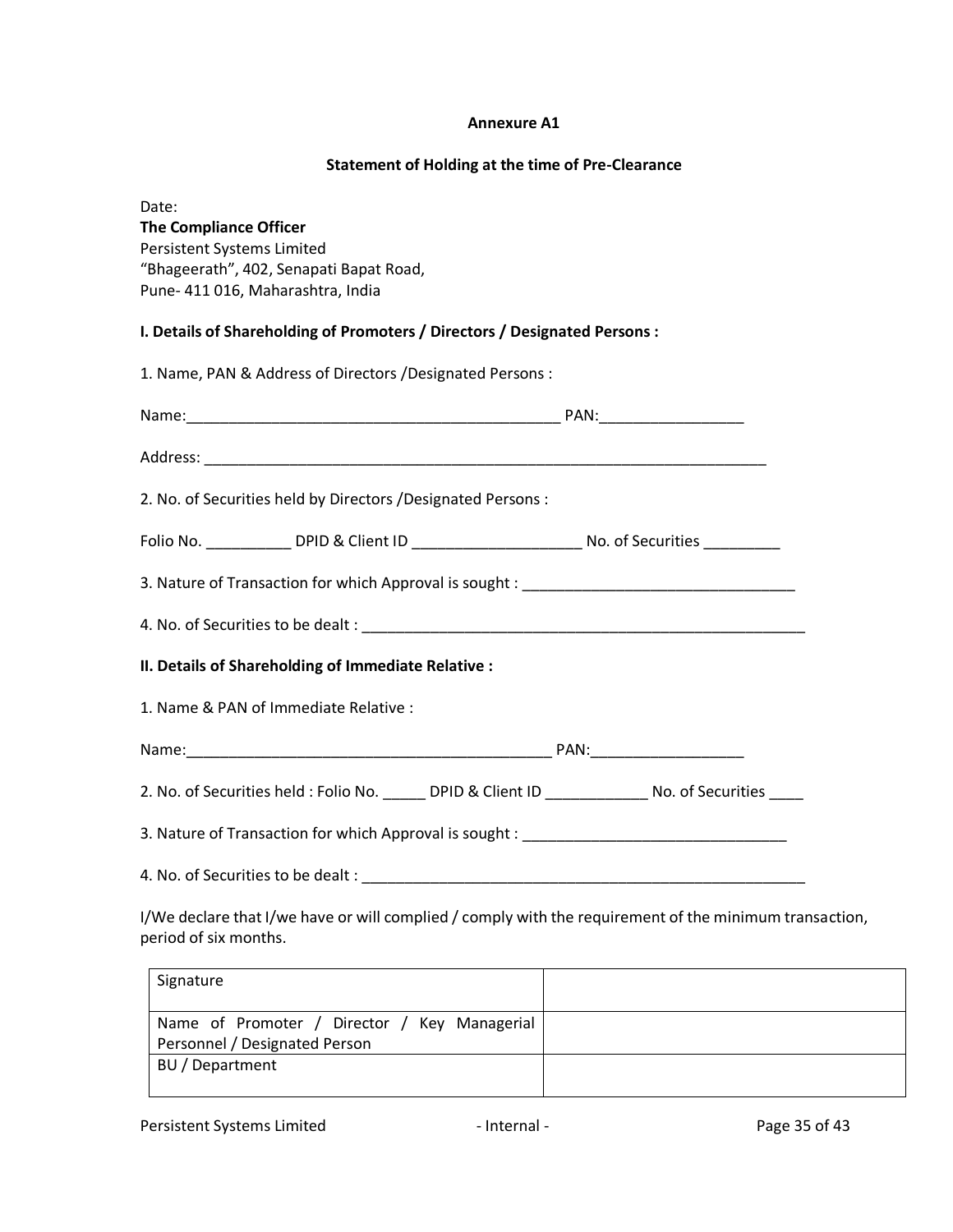**Annexure A1**

**Statement of Holding at the time of Pre-Clearance**

Date:

**The Compliance Officer**
Persistent Systems Limited
"Bhageerath", 402, Senapati Bapat Road,
Pune- 411 016, Maharashtra, India

**I. Details of Shareholding of Promoters / Directors / Designated Persons :**

1. Name, PAN & Address of Directors /Designated Persons :

Name:_____________________________________________ PAN:_________________

Address: ____________________________________________________________________

2. No. of Securities held by Directors /Designated Persons :

Folio No. __________ DPID & Client ID ____________________ No. of Securities _________

3. Nature of Transaction for which Approval is sought : ________________________________

4. No. of Securities to be dealt : ______________________________________________________

**II. Details of Shareholding of Immediate Relative :**

1. Name & PAN of Immediate Relative :

Name:____________________________________________ PAN:__________________

2. No. of Securities held : Folio No. _____ DPID & Client ID ____________ No. of Securities ____

3. Nature of Transaction for which Approval is sought : _______________________________

4. No. of Securities to be dealt : ______________________________________________________

I/We declare that I/we have or will complied / comply with the requirement of the minimum transaction, period of six months.

| Signature | |
|---|---|
| Name of Promoter / Director / Key Managerial Personnel / Designated Person | |
| BU / Department | |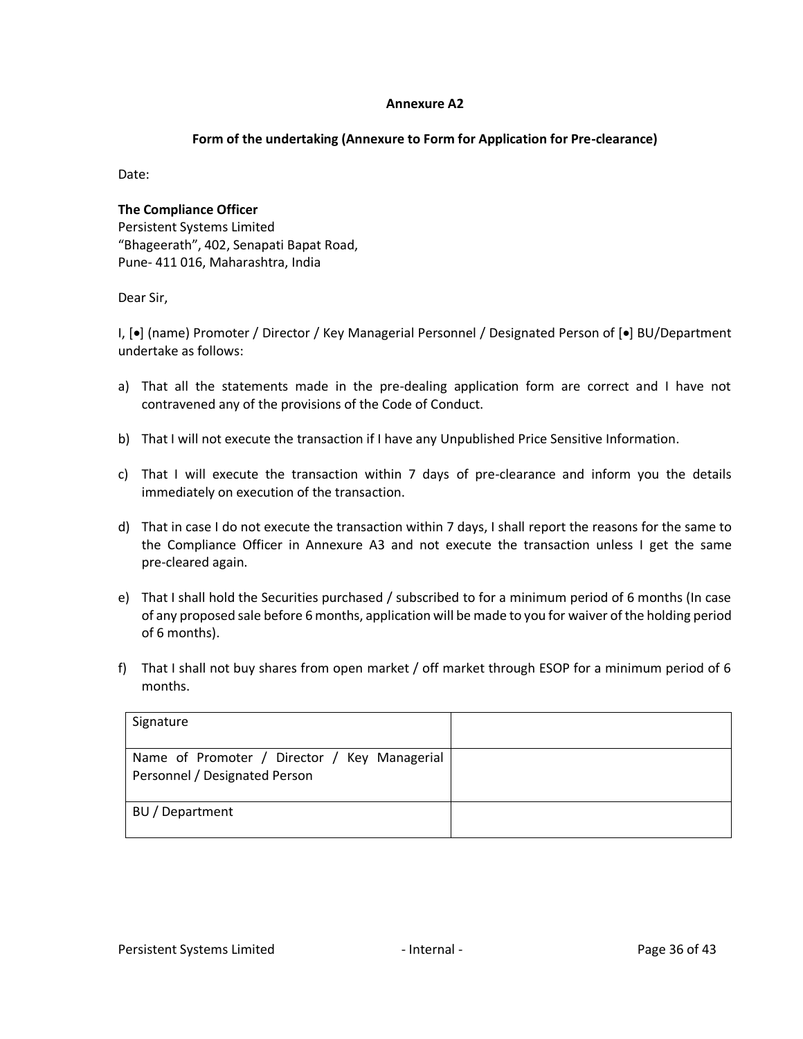**Annexure A2**

**Form of the undertaking (Annexure to Form for Application for Pre-clearance)**

Date:

**The Compliance Officer**
Persistent Systems Limited
"Bhageerath", 402, Senapati Bapat Road,
Pune- 411 016, Maharashtra, India

Dear Sir,

I, [•] (name) Promoter / Director / Key Managerial Personnel / Designated Person of [•] BU/Department undertake as follows:

a) That all the statements made in the pre-dealing application form are correct and I have not contravened any of the provisions of the Code of Conduct.

b) That I will not execute the transaction if I have any Unpublished Price Sensitive Information.

c) That I will execute the transaction within 7 days of pre-clearance and inform you the details immediately on execution of the transaction.

d) That in case I do not execute the transaction within 7 days, I shall report the reasons for the same to the Compliance Officer in Annexure A3 and not execute the transaction unless I get the same pre-cleared again.

e) That I shall hold the Securities purchased / subscribed to for a minimum period of 6 months (In case of any proposed sale before 6 months, application will be made to you for waiver of the holding period of 6 months).

f) That I shall not buy shares from open market / off market through ESOP for a minimum period of 6 months.

| Signature | |
|---|---|
| Name of Promoter / Director / Key Managerial Personnel / Designated Person | |
| BU / Department | |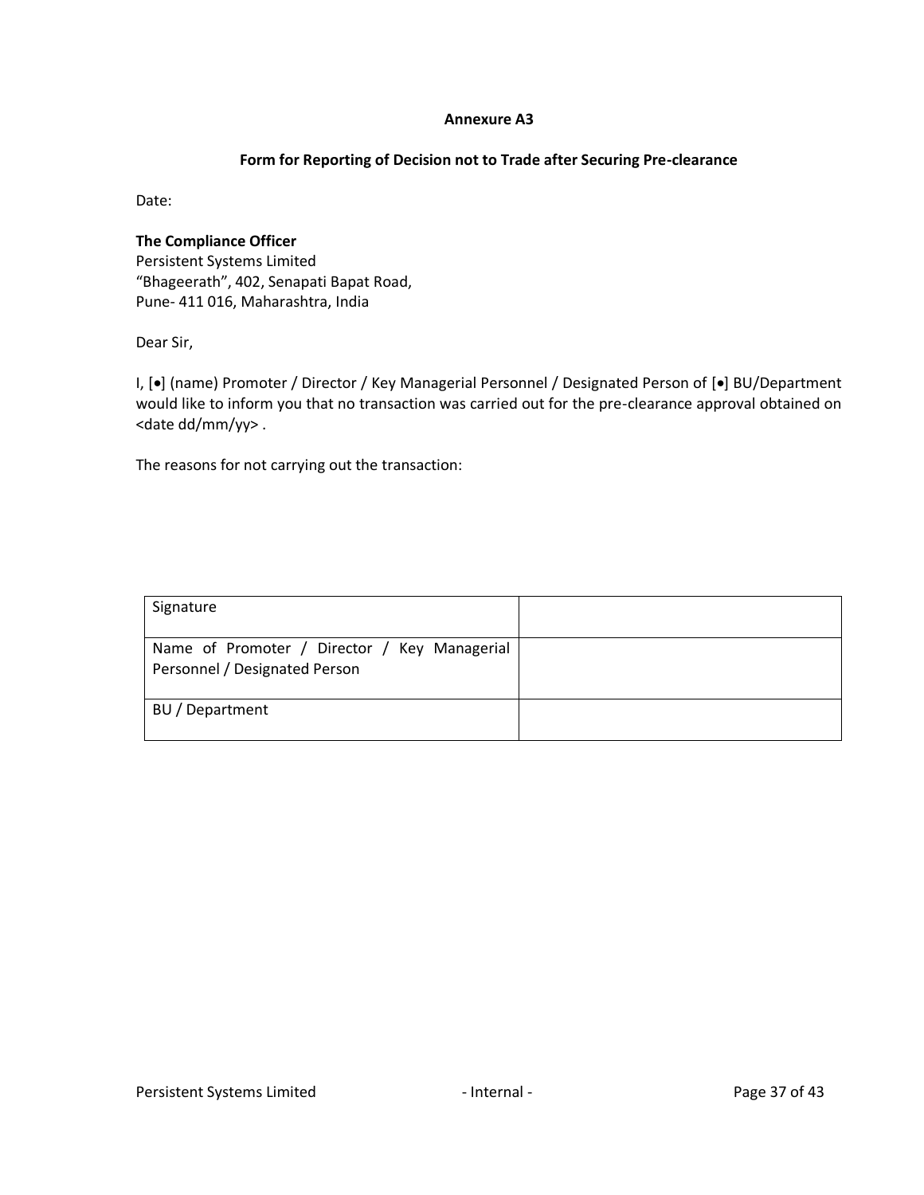**Annexure A3**

**Form for Reporting of Decision not to Trade after Securing Pre-clearance**

Date:

**The Compliance Officer**
Persistent Systems Limited
“Bhageerath”, 402, Senapati Bapat Road,
Pune- 411 016, Maharashtra, India

Dear Sir,

I, [•] (name) Promoter / Director / Key Managerial Personnel / Designated Person of [•] BU/Department would like to inform you that no transaction was carried out for the pre-clearance approval obtained on <date dd/mm/yy> .

The reasons for not carrying out the transaction:

| Signature | |
|---|---|
| Name of Promoter / Director / Key Managerial Personnel / Designated Person | |
| BU / Department | |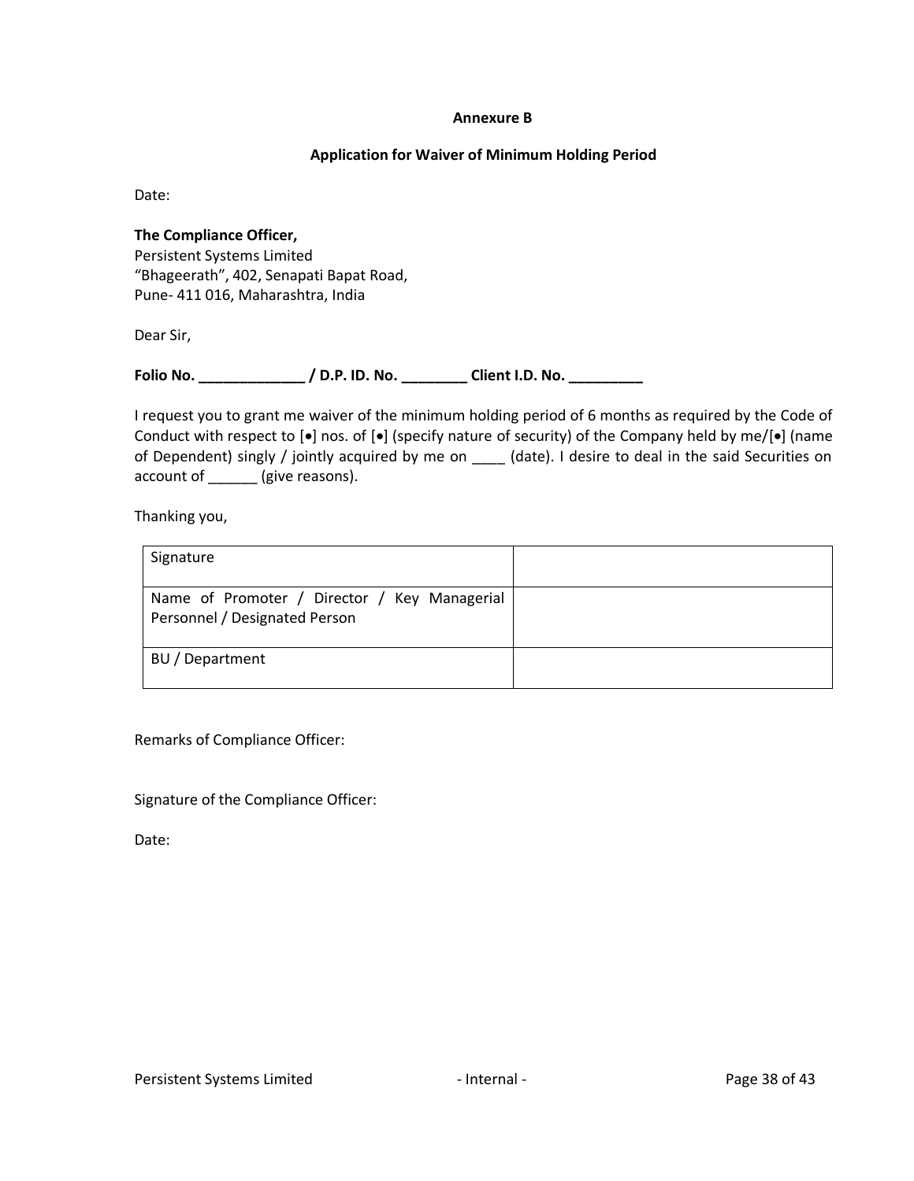**Annexure B**

**Application for Waiver of Minimum Holding Period**

Date:

**The Compliance Officer,**
Persistent Systems Limited
"Bhageerath", 402, Senapati Bapat Road,
Pune- 411 016, Maharashtra, India

Dear Sir,

**Folio No. _____________ / D.P. ID. No. ________ Client I.D. No. _________**

I request you to grant me waiver of the minimum holding period of 6 months as required by the Code of Conduct with respect to [•] nos. of [•] (specify nature of security) of the Company held by me/[•] (name of Dependent) singly / jointly acquired by me on ____ (date). I desire to deal in the said Securities on account of ______ (give reasons).

Thanking you,

| Signature | |
|---|---|
| Name of Promoter / Director / Key Managerial Personnel / Designated Person | |
| BU / Department | |

Remarks of Compliance Officer:

Signature of the Compliance Officer:

Date: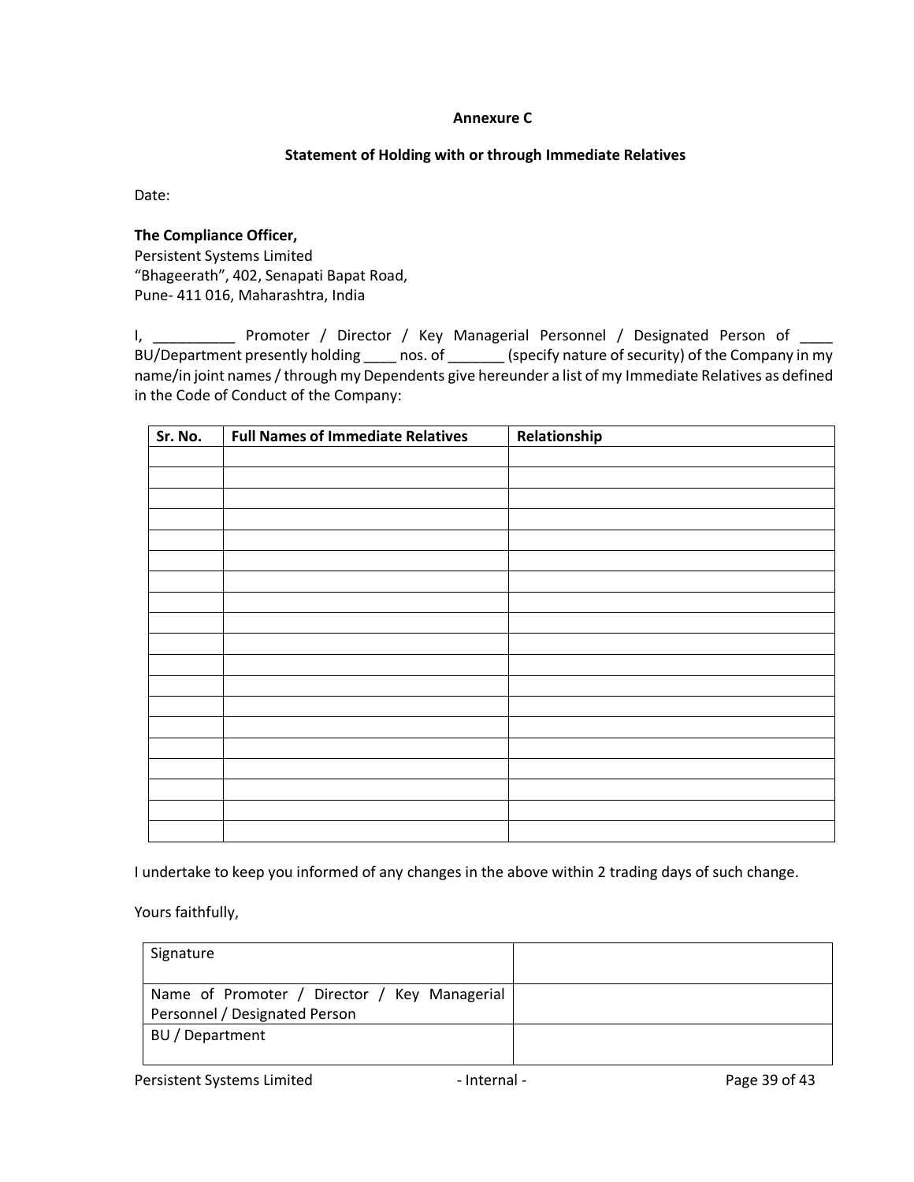**Annexure C**

**Statement of Holding with or through Immediate Relatives**

Date:

**The Compliance Officer,**
Persistent Systems Limited
"Bhageerath", 402, Senapati Bapat Road,
Pune- 411 016, Maharashtra, India

I, __________ Promoter / Director / Key Managerial Personnel / Designated Person of ____ BU/Department presently holding ____ nos. of _______ (specify nature of security) of the Company in my name/in joint names / through my Dependents give hereunder a list of my Immediate Relatives as defined in the Code of Conduct of the Company:

| Sr. No. | Full Names of Immediate Relatives | Relationship |
|---|---|---|
| | | |
| | | |
| | | |
| | | |
| | | |
| | | |
| | | |
| | | |
| | | |
| | | |
| | | |
| | | |
| | | |
| | | |
| | | |
| | | |
| | | |
| | | |
| | | |

I undertake to keep you informed of any changes in the above within 2 trading days of such change.

Yours faithfully,

| Signature | |
|---|---|
| Name of Promoter / Director / Key Managerial Personnel / Designated Person | |
| BU / Department | |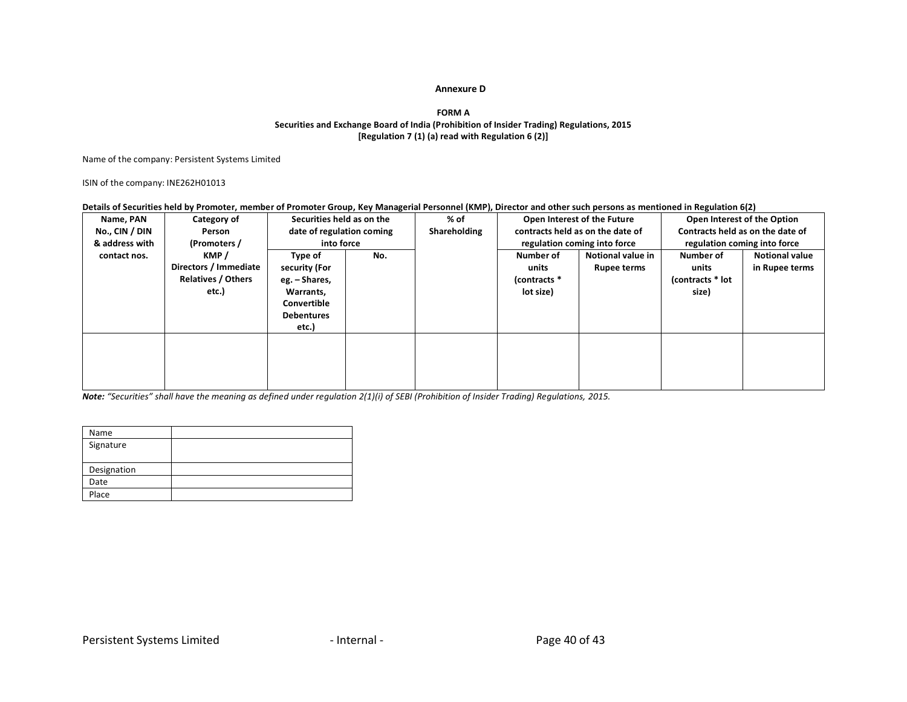**Annexure D**

**FORM A**
**Securities and Exchange Board of India (Prohibition of Insider Trading) Regulations, 2015**
**[Regulation 7 (1) (a) read with Regulation 6 (2)]**

Name of the company: Persistent Systems Limited

ISIN of the company: INE262H01013

**Details of Securities held by Promoter, member of Promoter Group, Key Managerial Personnel (KMP), Director and other such persons as mentioned in Regulation 6(2)**

| Name, PAN No., CIN / DIN & address with contact nos. | Category of Person (Promoters / KMP / Directors / Immediate Relatives / Others etc.) | Securities held as on the date of regulation coming into force | | % of Shareholding | Open Interest of the Future contracts held as on the date of regulation coming into force | | Open Interest of the Option Contracts held as on the date of regulation coming into force | |
|---|---|---|---|---|---|---|---|---|
| | | Type of security (For eg. – Shares, Warrants, Convertible Debentures etc.) | No. | | Number of units (contracts * lot size) | Notional value in Rupee terms | Number of units (contracts * lot size) | Notional value in Rupee terms |
| | | | | | | | | |

***Note:*** *"Securities" shall have the meaning as defined under regulation 2(1)(i) of SEBI (Prohibition of Insider Trading) Regulations, 2015.*

| Name | |
|---|---|
| Signature | |
| Designation | |
| Date | |
| Place | |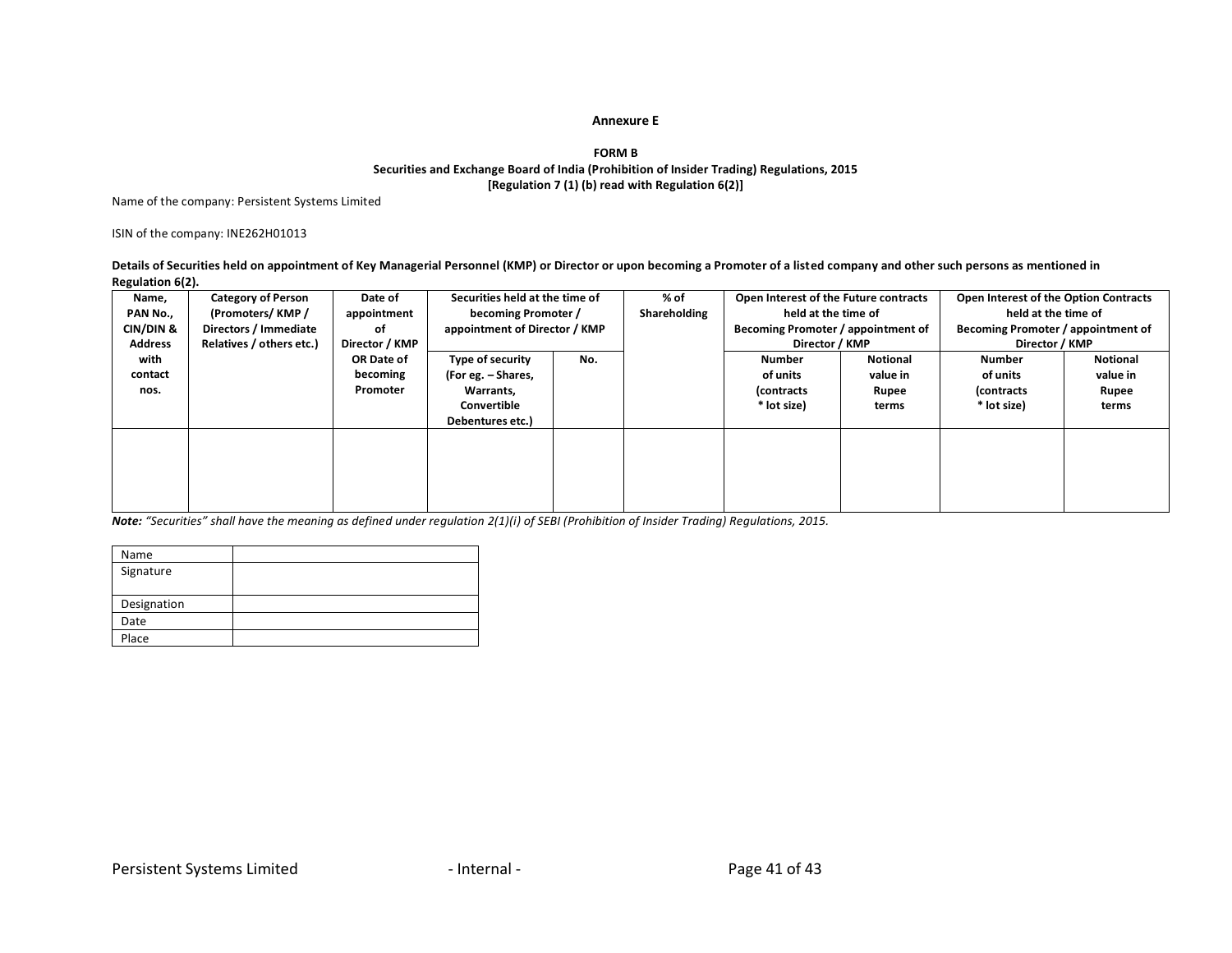**Annexure E**

**FORM B**
**Securities and Exchange Board of India (Prohibition of Insider Trading) Regulations, 2015**
**[Regulation 7 (1) (b) read with Regulation 6(2)]**

Name of the company: Persistent Systems Limited

ISIN of the company: INE262H01013

**Details of Securities held on appointment of Key Managerial Personnel (KMP) or Director or upon becoming a Promoter of a listed company and other such persons as mentioned in Regulation 6(2).**

| Name, PAN No., CIN/DIN & Address with contact nos. | Category of Person (Promoters/ KMP / Directors / Immediate Relatives / others etc.) | Date of appointment of Director / KMP OR Date of becoming Promoter | Securities held at the time of becoming Promoter / appointment of Director / KMP | | % of Shareholding | Open Interest of the Future contracts held at the time of Becoming Promoter / appointment of Director / KMP | | Open Interest of the Option Contracts held at the time of Becoming Promoter / appointment of Director / KMP | |
|---|---|---|---|---|---|---|---|---|---|
| | | | Type of security (For eg. – Shares, Warrants, Convertible Debentures etc.) | No. | | Number of units (contracts * lot size) | Notional value in Rupee terms | Number of units (contracts * lot size) | Notional value in Rupee terms |
| | | | | | | | | | |

***Note:*** *"Securities" shall have the meaning as defined under regulation 2(1)(i) of SEBI (Prohibition of Insider Trading) Regulations, 2015.*

| Name | |
|---|---|
| Signature | |
| Designation | |
| Date | |
| Place | |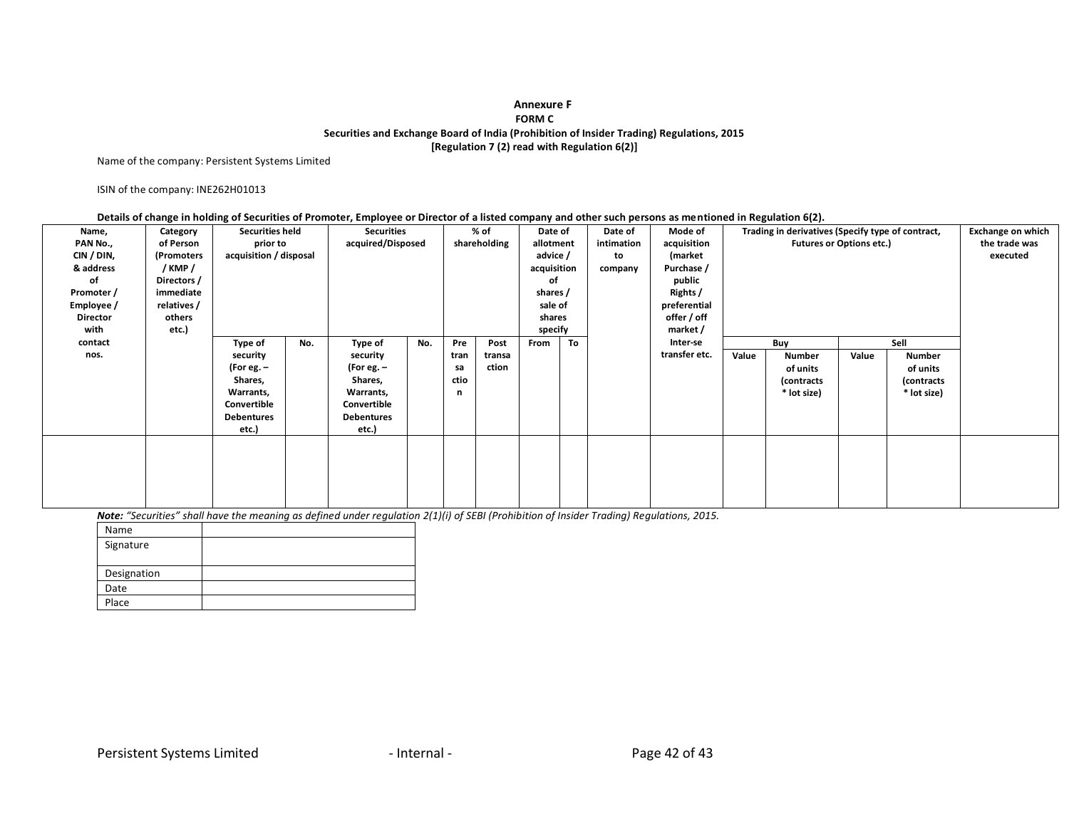**Annexure F**

**FORM C**

**Securities and Exchange Board of India (Prohibition of Insider Trading) Regulations, 2015**

**[Regulation 7 (2) read with Regulation 6(2)]**

Name of the company: Persistent Systems Limited

ISIN of the company: INE262H01013

**Details of change in holding of Securities of Promoter, Employee or Director of a listed company and other such persons as mentioned in Regulation 6(2).**

| Name, PAN No., CIN / DIN, & address of Promoter / Employee / Director with contact nos. | Category of Person (Promoters / KMP / Directors / immediate relatives / others etc.) | Securities held prior to acquisition / disposal | | Securities acquired/Disposed | | % of shareholding | | Date of allotment advice / acquisition of shares / sale of shares specify | | Date of intimation to company | Mode of acquisition (market Purchase / public Rights / preferential offer / off market / Inter-se transfer etc. | Trading in derivatives (Specify type of contract, Futures or Options etc.) | | | | Exchange on which the trade was executed |
|---|---|---|---|---|---|---|---|---|---|---|---|---|---|---|---|---|
| | | | | | | | | | | | | Buy | | Sell | | |
| | | Type of security (For eg. – Shares, Warrants, Convertible Debentures etc.) | No. | Type of security (For eg. – Shares, Warrants, Convertible Debentures etc.) | No. | Pre transaction | Post transaction | From | To | | | Value | Number of units (contracts * lot size) | Value | Number of units (contracts * lot size) | |
| | | | | | | | | | | | | | | | | |

***Note:** “Securities” shall have the meaning as defined under regulation 2(1)(i) of SEBI (Prohibition of Insider Trading) Regulations, 2015.*

| Name | |
|---|---|
| Signature | |
| Designation | |
| Date | |
| Place | |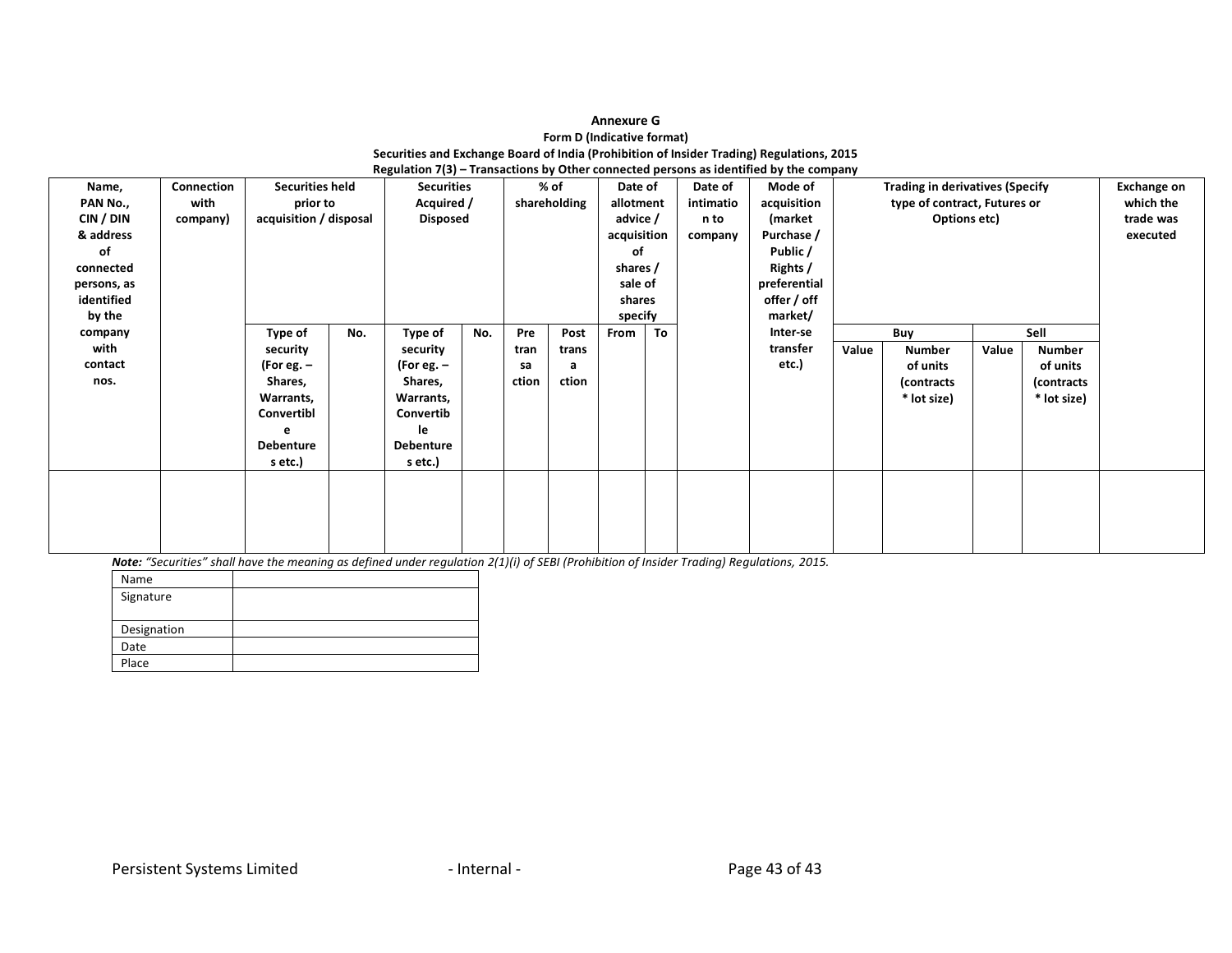**Annexure G**

**Form D (Indicative format)**

**Securities and Exchange Board of India (Prohibition of Insider Trading) Regulations, 2015**

**Regulation 7(3) – Transactions by Other connected persons as identified by the company**

| Name, PAN No., CIN / DIN & address of connected persons, as identified by the company with contact nos. | Connection with company) | Securities held prior to acquisition / disposal | | Securities Acquired / Disposed | | % of shareholding | | Date of allotment advice / acquisition of shares / sale of shares specify | | Date of intimation to company | Mode of acquisition (market Purchase / Public / Rights / preferential offer / off market/ Inter-se transfer etc.) | Trading in derivatives (Specify type of contract, Futures or Options etc) | | | | Exchange on which the trade was executed |
|---|---|---|---|---|---|---|---|---|---|---|---|---|---|---|---|---|
| | | | | | | | | | | | | Buy | | Sell | | |
| | | Type of security (For eg. – Shares, Warrants, Convertible Debentures etc.) | No. | Type of security (For eg. – Shares, Warrants, Convertible Debentures etc.) | No. | Pre transaction | Post transaction | From | To | | | Value | Number of units (contracts * lot size) | Value | Number of units (contracts * lot size) | |
| | | | | | | | | | | | | | | | | |

***Note:*** *"Securities" shall have the meaning as defined under regulation 2(1)(i) of SEBI (Prohibition of Insider Trading) Regulations, 2015.*

| | |
|---|---|
| Name | |
| Signature | |
| Designation | |
| Date | |
| Place | |